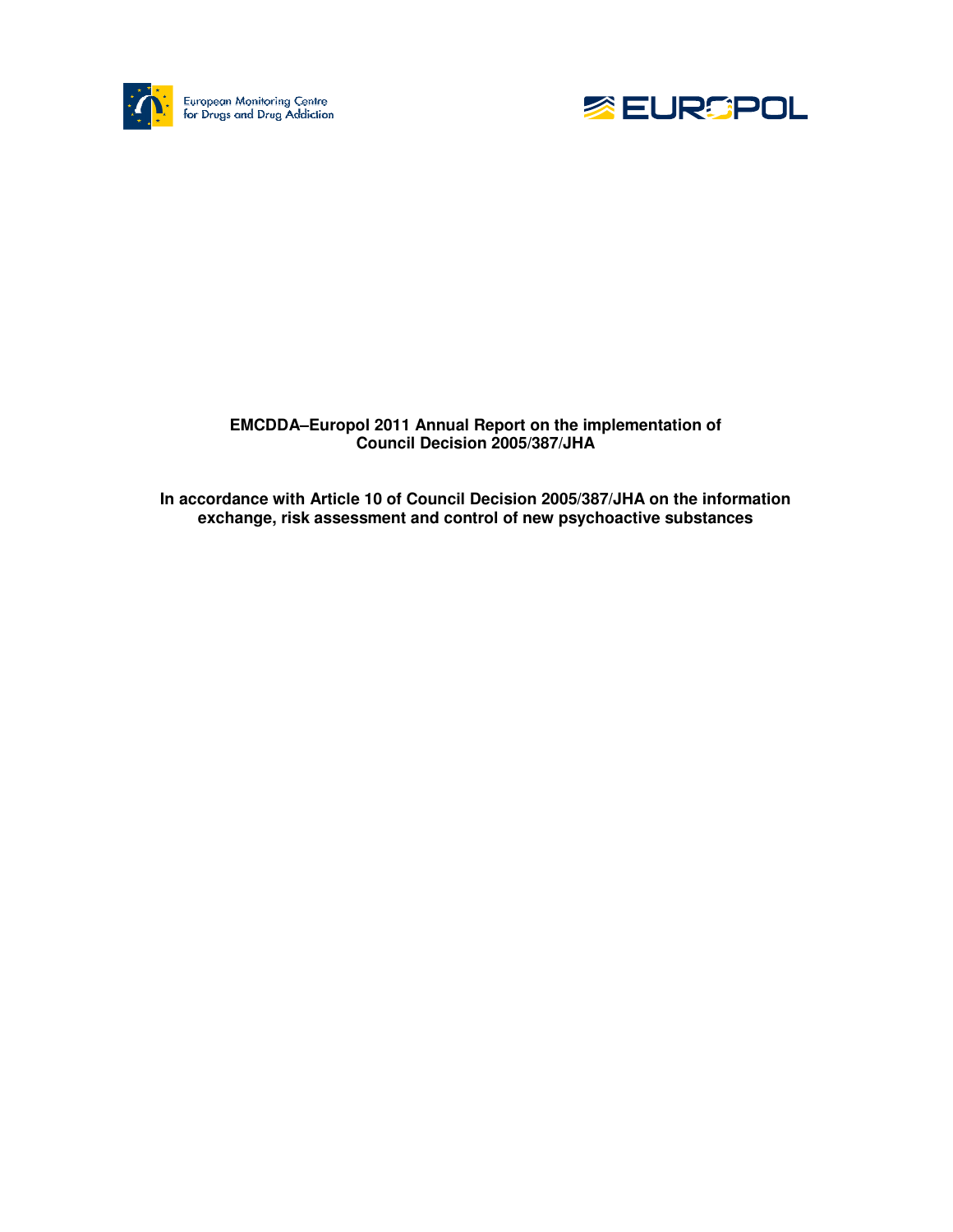European Monitoring Centre for Drugs and Drug Addiction

EUROPOL

**EMCDDA–Europol 2011 Annual Report on the implementation of Council Decision 2005/387/JHA**

**In accordance with Article 10 of Council Decision 2005/387/JHA on the information exchange, risk assessment and control of new psychoactive substances**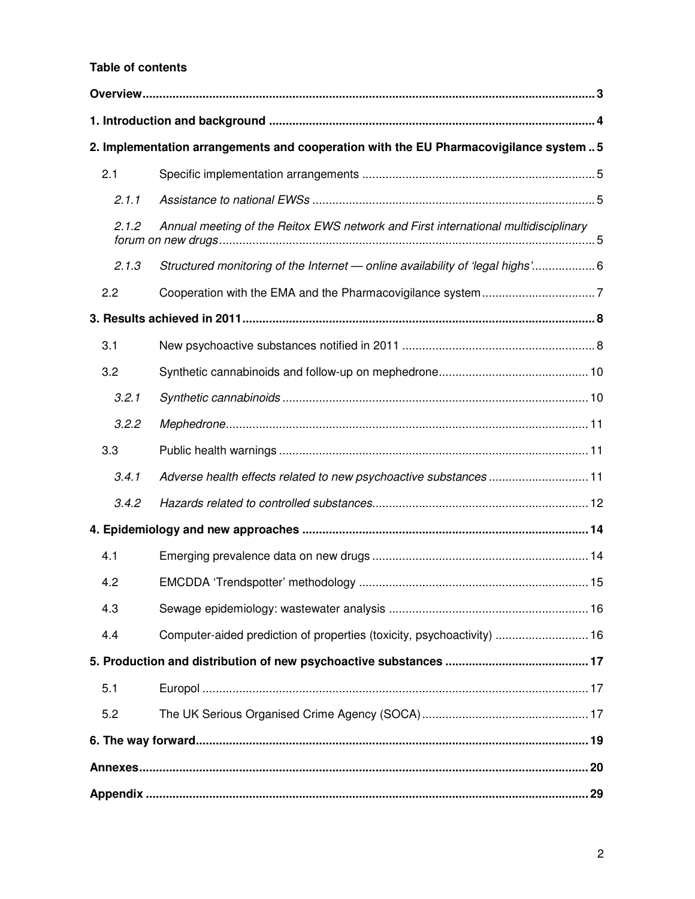**Table of contents**

| | | |
|---|---|---|
| **Overview** | | **3** |
| **1. Introduction and background** | | **4** |
| **2. Implementation arrangements and cooperation with the EU Pharmacovigilance system** | | **5** |
| 2.1 | Specific implementation arrangements | 5 |
| *2.1.1* | *Assistance to national EWSs* | 5 |
| *2.1.2* | *Annual meeting of the Reitox EWS network and First international multidisciplinary forum on new drugs* | 5 |
| *2.1.3* | *Structured monitoring of the Internet — online availability of 'legal highs'* | 6 |
| 2.2 | Cooperation with the EMA and the Pharmacovigilance system | 7 |
| **3. Results achieved in 2011** | | **8** |
| 3.1 | New psychoactive substances notified in 2011 | 8 |
| 3.2 | Synthetic cannabinoids and follow-up on mephedrone | 10 |
| *3.2.1* | *Synthetic cannabinoids* | 10 |
| *3.2.2* | *Mephedrone* | 11 |
| 3.3 | Public health warnings | 11 |
| *3.4.1* | *Adverse health effects related to new psychoactive substances* | 11 |
| *3.4.2* | *Hazards related to controlled substances* | 12 |
| **4. Epidemiology and new approaches** | | **14** |
| 4.1 | Emerging prevalence data on new drugs | 14 |
| 4.2 | EMCDDA 'Trendspotter' methodology | 15 |
| 4.3 | Sewage epidemiology: wastewater analysis | 16 |
| 4.4 | Computer-aided prediction of properties (toxicity, psychoactivity) | 16 |
| **5. Production and distribution of new psychoactive substances** | | **17** |
| 5.1 | Europol | 17 |
| 5.2 | The UK Serious Organised Crime Agency (SOCA) | 17 |
| **6. The way forward** | | **19** |
| **Annexes** | | **20** |
| **Appendix** | | **29** |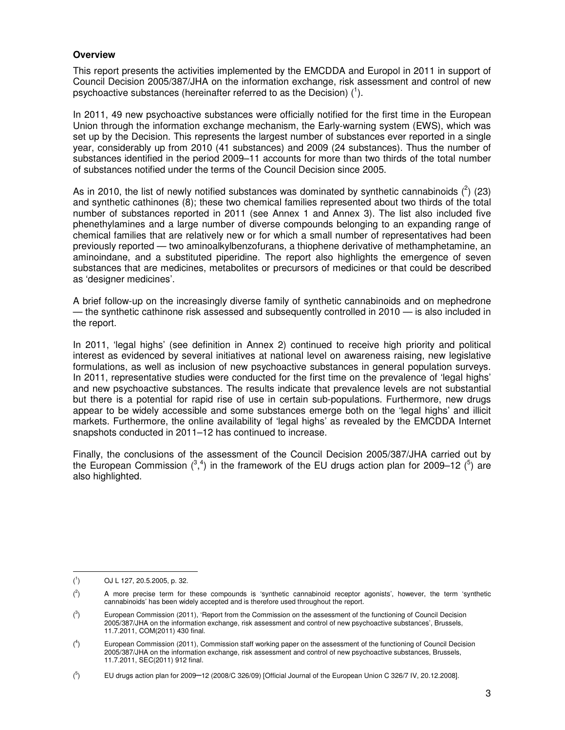**Overview**

This report presents the activities implemented by the EMCDDA and Europol in 2011 in support of Council Decision 2005/387/JHA on the information exchange, risk assessment and control of new psychoactive substances (hereinafter referred to as the Decision) ([1]).

In 2011, 49 new psychoactive substances were officially notified for the first time in the European Union through the information exchange mechanism, the Early-warning system (EWS), which was set up by the Decision. This represents the largest number of substances ever reported in a single year, considerably up from 2010 (41 substances) and 2009 (24 substances). Thus the number of substances identified in the period 2009–11 accounts for more than two thirds of the total number of substances notified under the terms of the Council Decision since 2005.

As in 2010, the list of newly notified substances was dominated by synthetic cannabinoids ([2]) (23) and synthetic cathinones (8); these two chemical families represented about two thirds of the total number of substances reported in 2011 (see Annex 1 and Annex 3). The list also included five phenethylamines and a large number of diverse compounds belonging to an expanding range of chemical families that are relatively new or for which a small number of representatives had been previously reported — two aminoalkylbenzofurans, a thiophene derivative of methamphetamine, an aminoindane, and a substituted piperidine. The report also highlights the emergence of seven substances that are medicines, metabolites or precursors of medicines or that could be described as 'designer medicines'.

A brief follow-up on the increasingly diverse family of synthetic cannabinoids and on mephedrone — the synthetic cathinone risk assessed and subsequently controlled in 2010 — is also included in the report.

In 2011, 'legal highs' (see definition in Annex 2) continued to receive high priority and political interest as evidenced by several initiatives at national level on awareness raising, new legislative formulations, as well as inclusion of new psychoactive substances in general population surveys. In 2011, representative studies were conducted for the first time on the prevalence of 'legal highs' and new psychoactive substances. The results indicate that prevalence levels are not substantial but there is a potential for rapid rise of use in certain sub-populations. Furthermore, new drugs appear to be widely accessible and some substances emerge both on the 'legal highs' and illicit markets. Furthermore, the online availability of 'legal highs' as revealed by the EMCDDA Internet snapshots conducted in 2011–12 has continued to increase.

Finally, the conclusions of the assessment of the Council Decision 2005/387/JHA carried out by the European Commission ([3,4]) in the framework of the EU drugs action plan for 2009–12 ([5]) are also highlighted.

---

([1]) OJ L 127, 20.5.2005, p. 32.

([2]) A more precise term for these compounds is 'synthetic cannabinoid receptor agonists', however, the term 'synthetic cannabinoids' has been widely accepted and is therefore used throughout the report.

([3]) European Commission (2011), 'Report from the Commission on the assessment of the functioning of Council Decision 2005/387/JHA on the information exchange, risk assessment and control of new psychoactive substances', Brussels, 11.7.2011, COM(2011) 430 final.

([4]) European Commission (2011), Commission staff working paper on the assessment of the functioning of Council Decision 2005/387/JHA on the information exchange, risk assessment and control of new psychoactive substances, Brussels, 11.7.2011, SEC(2011) 912 final.

([5]) EU drugs action plan for 2009–12 (2008/C 326/09) [Official Journal of the European Union C 326/7 IV, 20.12.2008].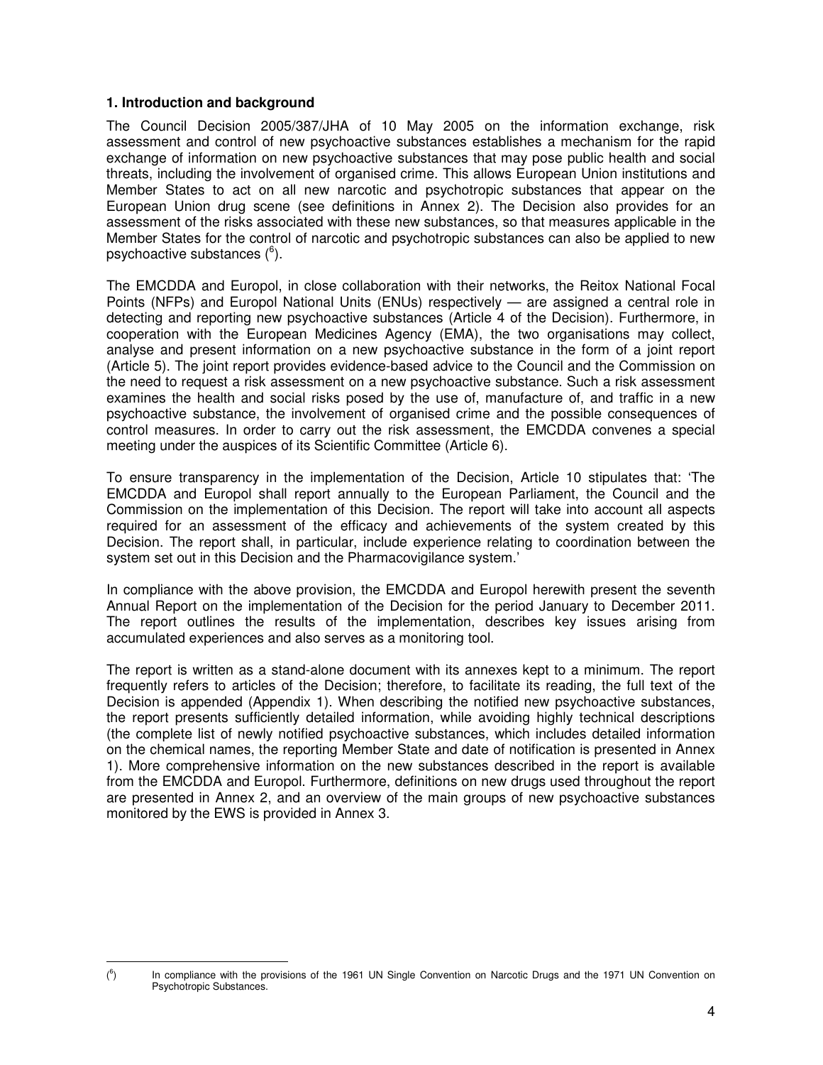## 1. Introduction and background

The Council Decision 2005/387/JHA of 10 May 2005 on the information exchange, risk assessment and control of new psychoactive substances establishes a mechanism for the rapid exchange of information on new psychoactive substances that may pose public health and social threats, including the involvement of organised crime. This allows European Union institutions and Member States to act on all new narcotic and psychotropic substances that appear on the European Union drug scene (see definitions in Annex 2). The Decision also provides for an assessment of the risks associated with these new substances, so that measures applicable in the Member States for the control of narcotic and psychotropic substances can also be applied to new psychoactive substances ([6]).

The EMCDDA and Europol, in close collaboration with their networks, the Reitox National Focal Points (NFPs) and Europol National Units (ENUs) respectively — are assigned a central role in detecting and reporting new psychoactive substances (Article 4 of the Decision). Furthermore, in cooperation with the European Medicines Agency (EMA), the two organisations may collect, analyse and present information on a new psychoactive substance in the form of a joint report (Article 5). The joint report provides evidence-based advice to the Council and the Commission on the need to request a risk assessment on a new psychoactive substance. Such a risk assessment examines the health and social risks posed by the use of, manufacture of, and traffic in a new psychoactive substance, the involvement of organised crime and the possible consequences of control measures. In order to carry out the risk assessment, the EMCDDA convenes a special meeting under the auspices of its Scientific Committee (Article 6).

To ensure transparency in the implementation of the Decision, Article 10 stipulates that: 'The EMCDDA and Europol shall report annually to the European Parliament, the Council and the Commission on the implementation of this Decision. The report will take into account all aspects required for an assessment of the efficacy and achievements of the system created by this Decision. The report shall, in particular, include experience relating to coordination between the system set out in this Decision and the Pharmacovigilance system.'

In compliance with the above provision, the EMCDDA and Europol herewith present the seventh Annual Report on the implementation of the Decision for the period January to December 2011. The report outlines the results of the implementation, describes key issues arising from accumulated experiences and also serves as a monitoring tool.

The report is written as a stand-alone document with its annexes kept to a minimum. The report frequently refers to articles of the Decision; therefore, to facilitate its reading, the full text of the Decision is appended (Appendix 1). When describing the notified new psychoactive substances, the report presents sufficiently detailed information, while avoiding highly technical descriptions (the complete list of newly notified psychoactive substances, which includes detailed information on the chemical names, the reporting Member State and date of notification is presented in Annex 1). More comprehensive information on the new substances described in the report is available from the EMCDDA and Europol. Furthermore, definitions on new drugs used throughout the report are presented in Annex 2, and an overview of the main groups of new psychoactive substances monitored by the EWS is provided in Annex 3.

---

([6]) In compliance with the provisions of the 1961 UN Single Convention on Narcotic Drugs and the 1971 UN Convention on Psychotropic Substances.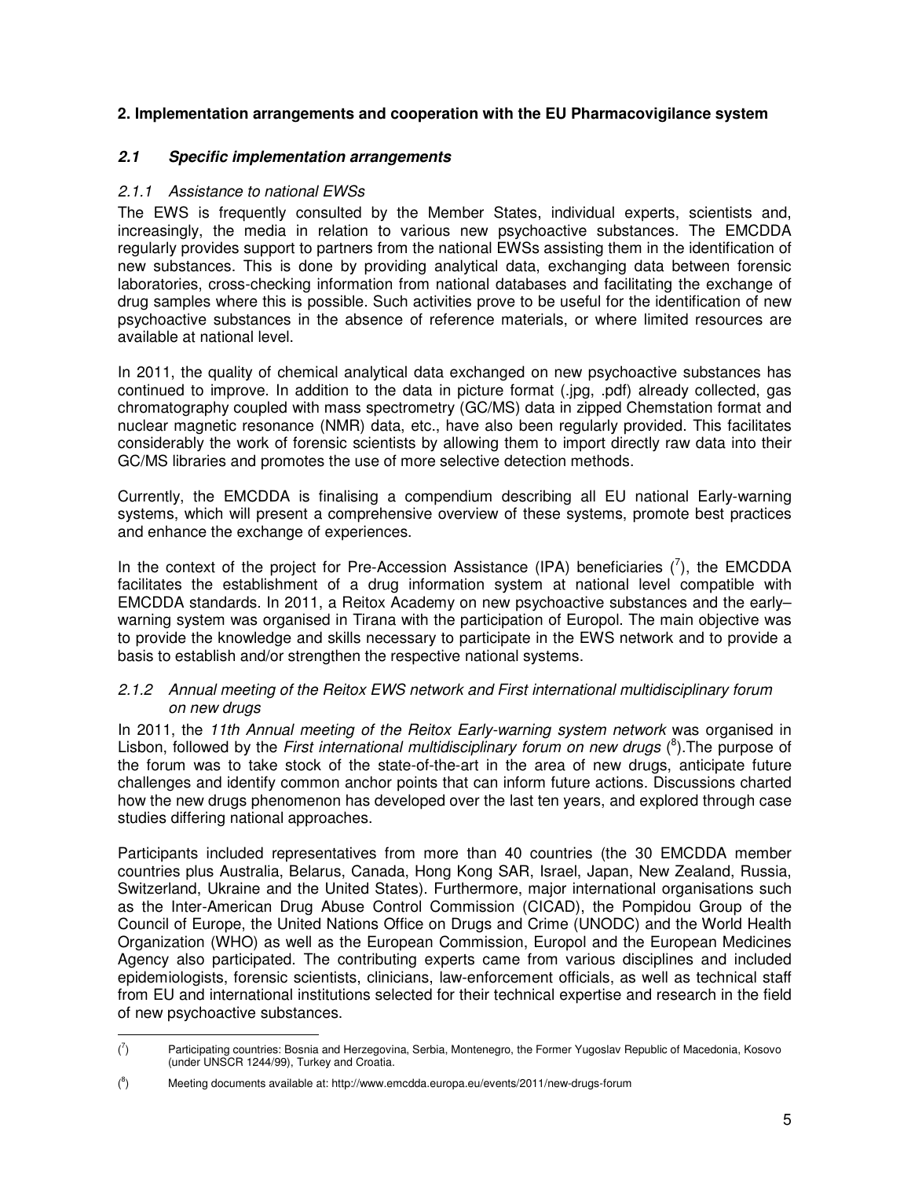## 2. Implementation arrangements and cooperation with the EU Pharmacovigilance system

### *2.1 Specific implementation arrangements*

#### *2.1.1 Assistance to national EWSs*

The EWS is frequently consulted by the Member States, individual experts, scientists and, increasingly, the media in relation to various new psychoactive substances. The EMCDDA regularly provides support to partners from the national EWSs assisting them in the identification of new substances. This is done by providing analytical data, exchanging data between forensic laboratories, cross-checking information from national databases and facilitating the exchange of drug samples where this is possible. Such activities prove to be useful for the identification of new psychoactive substances in the absence of reference materials, or where limited resources are available at national level.

In 2011, the quality of chemical analytical data exchanged on new psychoactive substances has continued to improve. In addition to the data in picture format (.jpg, .pdf) already collected, gas chromatography coupled with mass spectrometry (GC/MS) data in zipped Chemstation format and nuclear magnetic resonance (NMR) data, etc., have also been regularly provided. This facilitates considerably the work of forensic scientists by allowing them to import directly raw data into their GC/MS libraries and promotes the use of more selective detection methods.

Currently, the EMCDDA is finalising a compendium describing all EU national Early-warning systems, which will present a comprehensive overview of these systems, promote best practices and enhance the exchange of experiences.

In the context of the project for Pre-Accession Assistance (IPA) beneficiaries ([7]), the EMCDDA facilitates the establishment of a drug information system at national level compatible with EMCDDA standards. In 2011, a Reitox Academy on new psychoactive substances and the early–warning system was organised in Tirana with the participation of Europol. The main objective was to provide the knowledge and skills necessary to participate in the EWS network and to provide a basis to establish and/or strengthen the respective national systems.

#### *2.1.2 Annual meeting of the Reitox EWS network and First international multidisciplinary forum on new drugs*

In 2011, the *11th Annual meeting of the Reitox Early-warning system network* was organised in Lisbon, followed by the *First international multidisciplinary forum on new drugs* ([8]).The purpose of the forum was to take stock of the state-of-the-art in the area of new drugs, anticipate future challenges and identify common anchor points that can inform future actions. Discussions charted how the new drugs phenomenon has developed over the last ten years, and explored through case studies differing national approaches.

Participants included representatives from more than 40 countries (the 30 EMCDDA member countries plus Australia, Belarus, Canada, Hong Kong SAR, Israel, Japan, New Zealand, Russia, Switzerland, Ukraine and the United States). Furthermore, major international organisations such as the Inter-American Drug Abuse Control Commission (CICAD), the Pompidou Group of the Council of Europe, the United Nations Office on Drugs and Crime (UNODC) and the World Health Organization (WHO) as well as the European Commission, Europol and the European Medicines Agency also participated. The contributing experts came from various disciplines and included epidemiologists, forensic scientists, clinicians, law-enforcement officials, as well as technical staff from EU and international institutions selected for their technical expertise and research in the field of new psychoactive substances.

---

([7]) Participating countries: Bosnia and Herzegovina, Serbia, Montenegro, the Former Yugoslav Republic of Macedonia, Kosovo (under UNSCR 1244/99), Turkey and Croatia.

([8]) Meeting documents available at: http://www.emcdda.europa.eu/events/2011/new-drugs-forum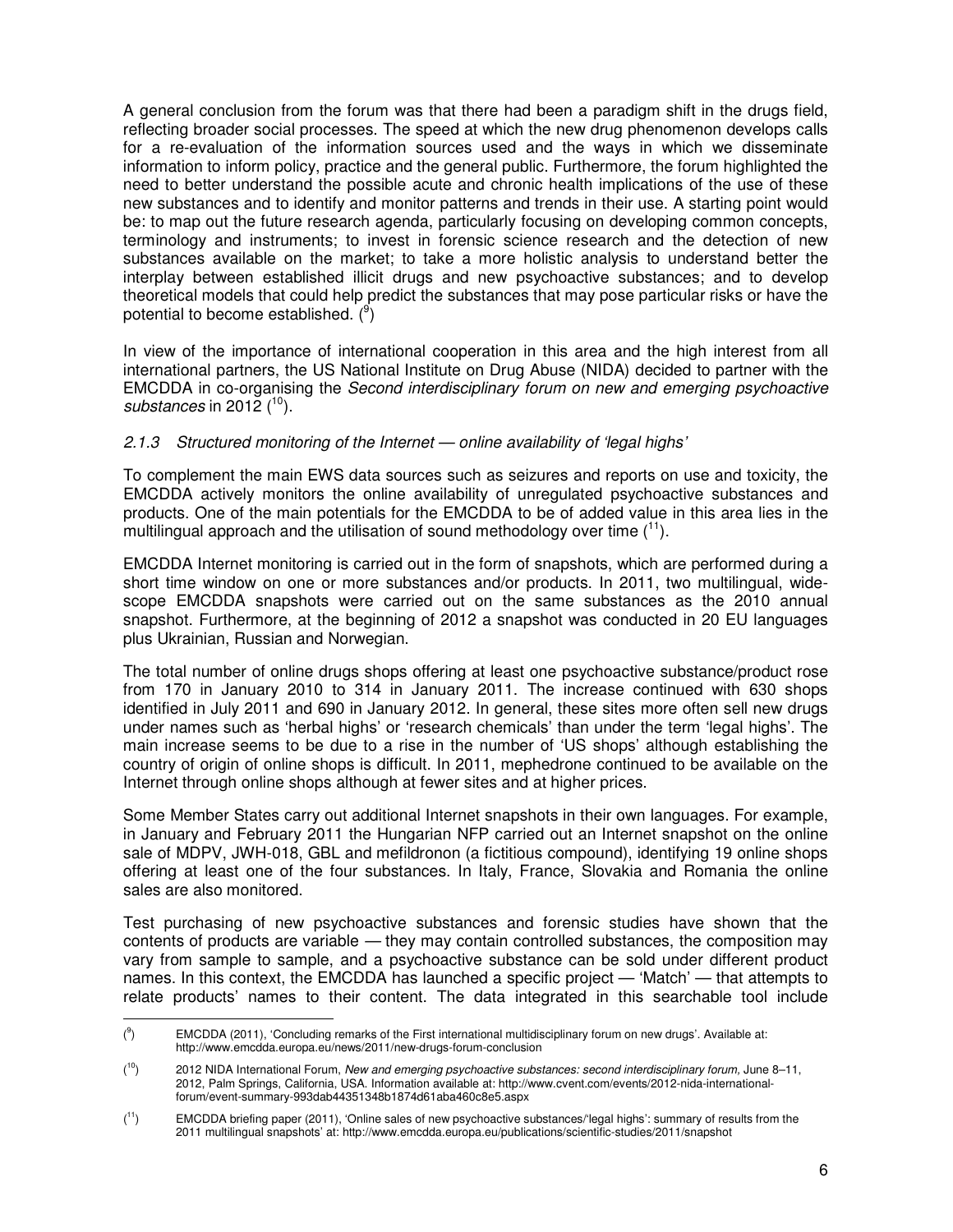A general conclusion from the forum was that there had been a paradigm shift in the drugs field, reflecting broader social processes. The speed at which the new drug phenomenon develops calls for a re-evaluation of the information sources used and the ways in which we disseminate information to inform policy, practice and the general public. Furthermore, the forum highlighted the need to better understand the possible acute and chronic health implications of the use of these new substances and to identify and monitor patterns and trends in their use. A starting point would be: to map out the future research agenda, particularly focusing on developing common concepts, terminology and instruments; to invest in forensic science research and the detection of new substances available on the market; to take a more holistic analysis to understand better the interplay between established illicit drugs and new psychoactive substances; and to develop theoretical models that could help predict the substances that may pose particular risks or have the potential to become established. ([9])

In view of the importance of international cooperation in this area and the high interest from all international partners, the US National Institute on Drug Abuse (NIDA) decided to partner with the EMCDDA in co-organising the *Second interdisciplinary forum on new and emerging psychoactive substances* in 2012 ([10]).

### *2.1.3 Structured monitoring of the Internet — online availability of 'legal highs'*

To complement the main EWS data sources such as seizures and reports on use and toxicity, the EMCDDA actively monitors the online availability of unregulated psychoactive substances and products. One of the main potentials for the EMCDDA to be of added value in this area lies in the multilingual approach and the utilisation of sound methodology over time ([11]).

EMCDDA Internet monitoring is carried out in the form of snapshots, which are performed during a short time window on one or more substances and/or products. In 2011, two multilingual, wide-scope EMCDDA snapshots were carried out on the same substances as the 2010 annual snapshot. Furthermore, at the beginning of 2012 a snapshot was conducted in 20 EU languages plus Ukrainian, Russian and Norwegian.

The total number of online drugs shops offering at least one psychoactive substance/product rose from 170 in January 2010 to 314 in January 2011. The increase continued with 630 shops identified in July 2011 and 690 in January 2012. In general, these sites more often sell new drugs under names such as 'herbal highs' or 'research chemicals' than under the term 'legal highs'. The main increase seems to be due to a rise in the number of 'US shops' although establishing the country of origin of online shops is difficult. In 2011, mephedrone continued to be available on the Internet through online shops although at fewer sites and at higher prices.

Some Member States carry out additional Internet snapshots in their own languages. For example, in January and February 2011 the Hungarian NFP carried out an Internet snapshot on the online sale of MDPV, JWH-018, GBL and mefildronon (a fictitious compound), identifying 19 online shops offering at least one of the four substances. In Italy, France, Slovakia and Romania the online sales are also monitored.

Test purchasing of new psychoactive substances and forensic studies have shown that the contents of products are variable — they may contain controlled substances, the composition may vary from sample to sample, and a psychoactive substance can be sold under different product names. In this context, the EMCDDA has launched a specific project — 'Match' — that attempts to relate products' names to their content. The data integrated in this searchable tool include

---

([9]) EMCDDA (2011), 'Concluding remarks of the First international multidisciplinary forum on new drugs'. Available at: http://www.emcdda.europa.eu/news/2011/new-drugs-forum-conclusion

([10]) 2012 NIDA International Forum, *New and emerging psychoactive substances: second interdisciplinary forum,* June 8–11, 2012, Palm Springs, California, USA. Information available at: http://www.cvent.com/events/2012-nida-international-forum/event-summary-993dab44351348b1874d61aba460c8e5.aspx

([11]) EMCDDA briefing paper (2011), 'Online sales of new psychoactive substances/'legal highs': summary of results from the 2011 multilingual snapshots' at: http://www.emcdda.europa.eu/publications/scientific-studies/2011/snapshot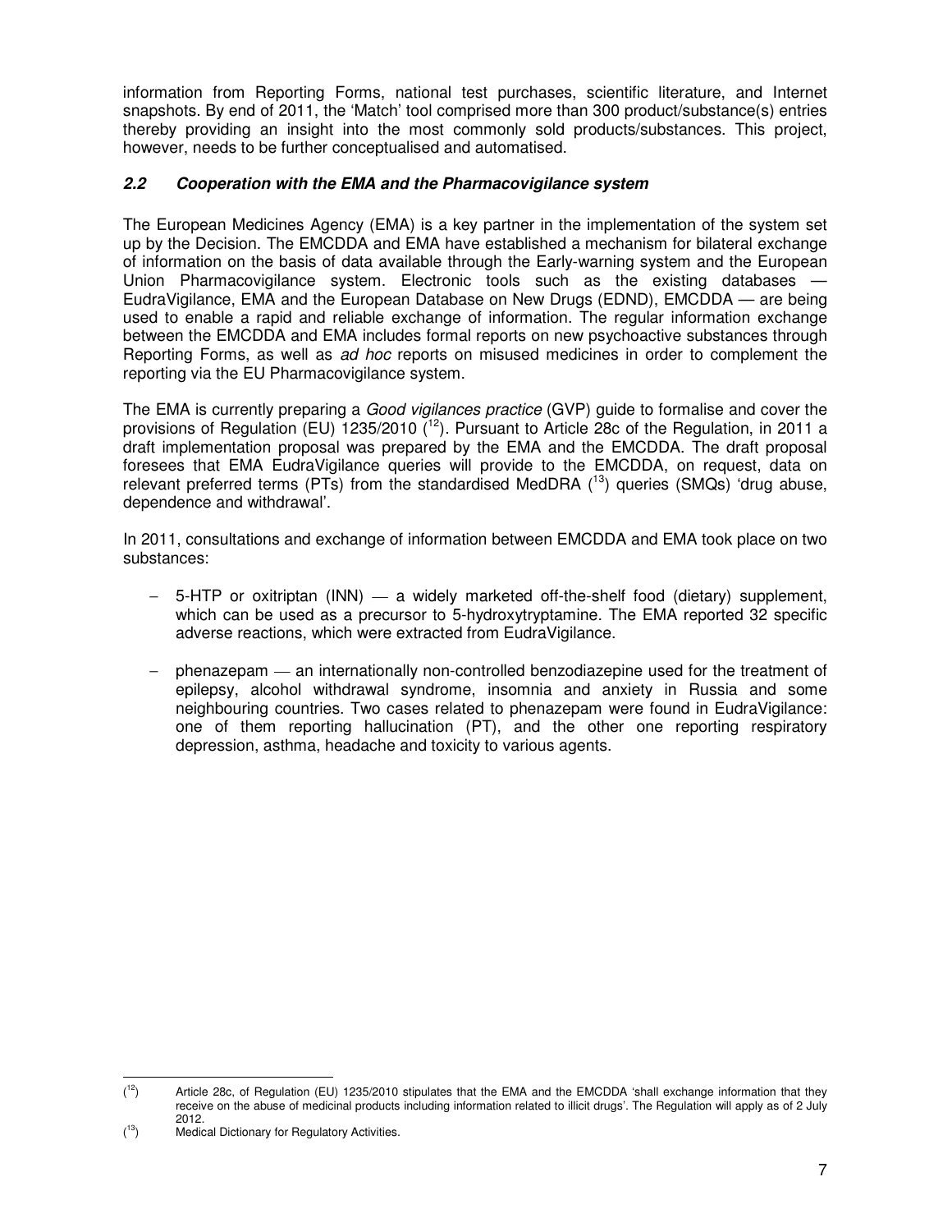information from Reporting Forms, national test purchases, scientific literature, and Internet snapshots. By end of 2011, the 'Match' tool comprised more than 300 product/substance(s) entries thereby providing an insight into the most commonly sold products/substances. This project, however, needs to be further conceptualised and automatised.

### *2.2 Cooperation with the EMA and the Pharmacovigilance system*

The European Medicines Agency (EMA) is a key partner in the implementation of the system set up by the Decision. The EMCDDA and EMA have established a mechanism for bilateral exchange of information on the basis of data available through the Early-warning system and the European Union Pharmacovigilance system. Electronic tools such as the existing databases — EudraVigilance, EMA and the European Database on New Drugs (EDND), EMCDDA — are being used to enable a rapid and reliable exchange of information. The regular information exchange between the EMCDDA and EMA includes formal reports on new psychoactive substances through Reporting Forms, as well as *ad hoc* reports on misused medicines in order to complement the reporting via the EU Pharmacovigilance system.

The EMA is currently preparing a *Good vigilances practice* (GVP) guide to formalise and cover the provisions of Regulation (EU) 1235/2010 (12). Pursuant to Article 28c of the Regulation, in 2011 a draft implementation proposal was prepared by the EMA and the EMCDDA. The draft proposal foresees that EMA EudraVigilance queries will provide to the EMCDDA, on request, data on relevant preferred terms (PTs) from the standardised MedDRA (13) queries (SMQs) 'drug abuse, dependence and withdrawal'.

In 2011, consultations and exchange of information between EMCDDA and EMA took place on two substances:

- 5-HTP or oxitriptan (INN) — a widely marketed off-the-shelf food (dietary) supplement, which can be used as a precursor to 5-hydroxytryptamine. The EMA reported 32 specific adverse reactions, which were extracted from EudraVigilance.
- phenazepam — an internationally non-controlled benzodiazepine used for the treatment of epilepsy, alcohol withdrawal syndrome, insomnia and anxiety in Russia and some neighbouring countries. Two cases related to phenazepam were found in EudraVigilance: one of them reporting hallucination (PT), and the other one reporting respiratory depression, asthma, headache and toxicity to various agents.

---

(12) Article 28c, of Regulation (EU) 1235/2010 stipulates that the EMA and the EMCDDA 'shall exchange information that they receive on the abuse of medicinal products including information related to illicit drugs'. The Regulation will apply as of 2 July 2012.

(13) Medical Dictionary for Regulatory Activities.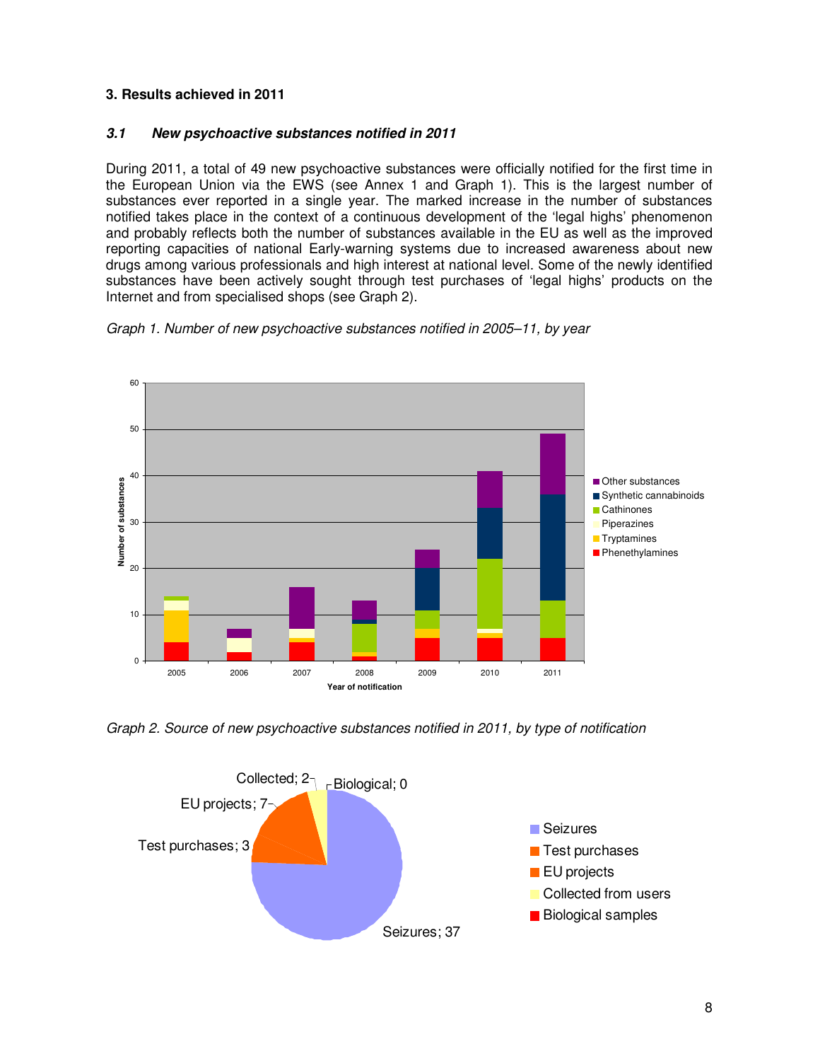### 3. Results achieved in 2011

#### *3.1 New psychoactive substances notified in 2011*

During 2011, a total of 49 new psychoactive substances were officially notified for the first time in the European Union via the EWS (see Annex 1 and Graph 1). This is the largest number of substances ever reported in a single year. The marked increase in the number of substances notified takes place in the context of a continuous development of the 'legal highs' phenomenon and probably reflects both the number of substances available in the EU as well as the improved reporting capacities of national Early-warning systems due to increased awareness about new drugs among various professionals and high interest at national level. Some of the newly identified substances have been actively sought through test purchases of 'legal highs' products on the Internet and from specialised shops (see Graph 2).

*Graph 1. Number of new psychoactive substances notified in 2005–11, by year*

*Graph 2. Source of new psychoactive substances notified in 2011, by type of notification*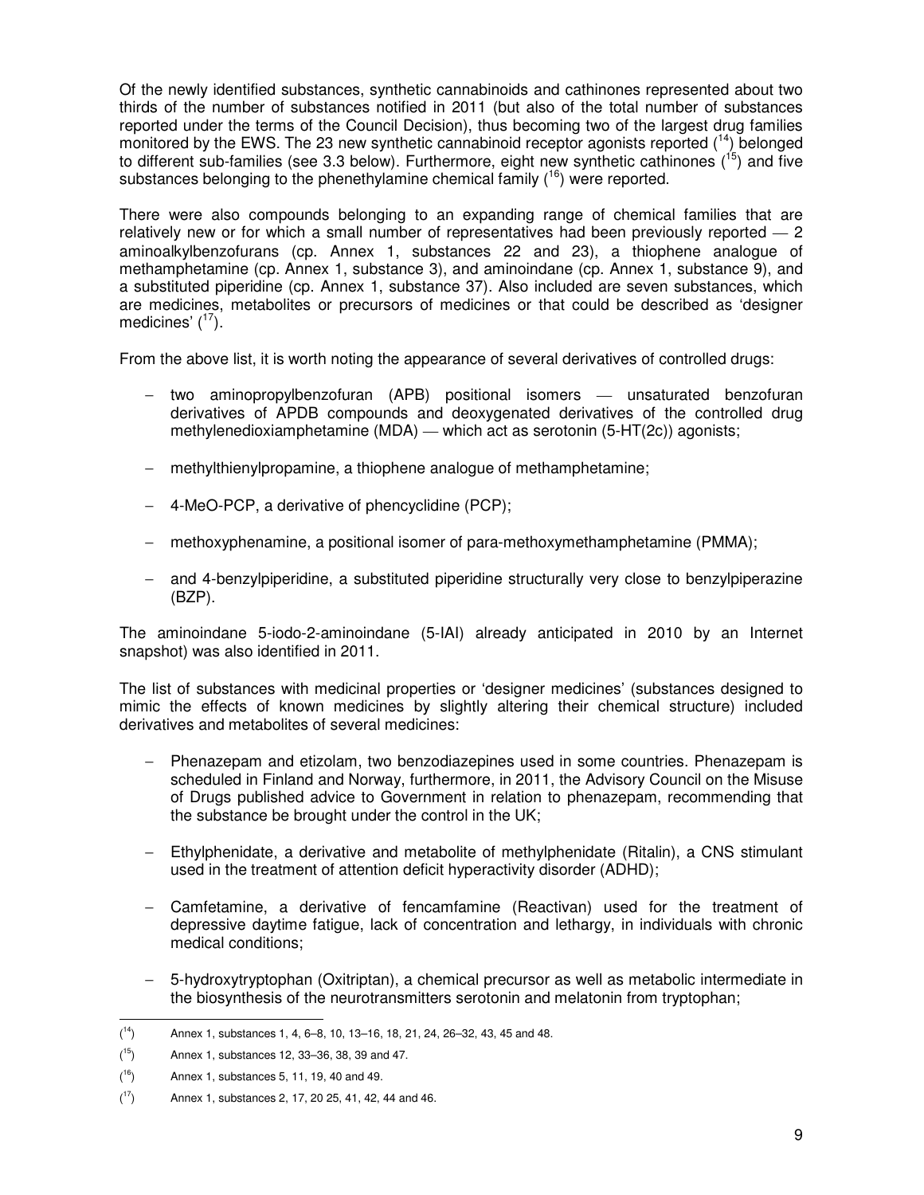Of the newly identified substances, synthetic cannabinoids and cathinones represented about two thirds of the number of substances notified in 2011 (but also of the total number of substances reported under the terms of the Council Decision), thus becoming two of the largest drug families monitored by the EWS. The 23 new synthetic cannabinoid receptor agonists reported ([14]) belonged to different sub-families (see 3.3 below). Furthermore, eight new synthetic cathinones ([15]) and five substances belonging to the phenethylamine chemical family ([16]) were reported.

There were also compounds belonging to an expanding range of chemical families that are relatively new or for which a small number of representatives had been previously reported — 2 aminoalkylbenzofurans (cp. Annex 1, substances 22 and 23), a thiophene analogue of methamphetamine (cp. Annex 1, substance 3), and aminoindane (cp. Annex 1, substance 9), and a substituted piperidine (cp. Annex 1, substance 37). Also included are seven substances, which are medicines, metabolites or precursors of medicines or that could be described as 'designer medicines' ([17]).

From the above list, it is worth noting the appearance of several derivatives of controlled drugs:

- two aminopropylbenzofuran (APB) positional isomers — unsaturated benzofuran derivatives of APDB compounds and deoxygenated derivatives of the controlled drug methylenedioxiamphetamine (MDA) — which act as serotonin (5-HT(2c)) agonists;

- methylthienylpropamine, a thiophene analogue of methamphetamine;

- 4-MeO-PCP, a derivative of phencyclidine (PCP);

- methoxyphenamine, a positional isomer of para-methoxymethamphetamine (PMMA);

- and 4-benzylpiperidine, a substituted piperidine structurally very close to benzylpiperazine (BZP).

The aminoindane 5-iodo-2-aminoindane (5-IAI) already anticipated in 2010 by an Internet snapshot) was also identified in 2011.

The list of substances with medicinal properties or 'designer medicines' (substances designed to mimic the effects of known medicines by slightly altering their chemical structure) included derivatives and metabolites of several medicines:

- Phenazepam and etizolam, two benzodiazepines used in some countries. Phenazepam is scheduled in Finland and Norway, furthermore, in 2011, the Advisory Council on the Misuse of Drugs published advice to Government in relation to phenazepam, recommending that the substance be brought under the control in the UK;

- Ethylphenidate, a derivative and metabolite of methylphenidate (Ritalin), a CNS stimulant used in the treatment of attention deficit hyperactivity disorder (ADHD);

- Camfetamine, a derivative of fencamfamine (Reactivan) used for the treatment of depressive daytime fatigue, lack of concentration and lethargy, in individuals with chronic medical conditions;

- 5-hydroxytryptophan (Oxitriptan), a chemical precursor as well as metabolic intermediate in the biosynthesis of the neurotransmitters serotonin and melatonin from tryptophan;

---

([14]) Annex 1, substances 1, 4, 6–8, 10, 13–16, 18, 21, 24, 26–32, 43, 45 and 48.

([15]) Annex 1, substances 12, 33–36, 38, 39 and 47.

([16]) Annex 1, substances 5, 11, 19, 40 and 49.

([17]) Annex 1, substances 2, 17, 20 25, 41, 42, 44 and 46.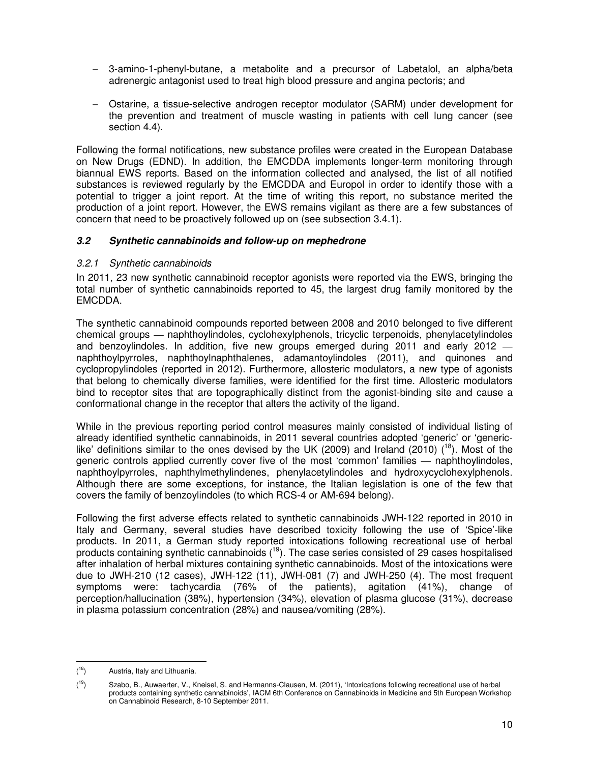- 3-amino-1-phenyl-butane, a metabolite and a precursor of Labetalol, an alpha/beta adrenergic antagonist used to treat high blood pressure and angina pectoris; and
- Ostarine, a tissue-selective androgen receptor modulator (SARM) under development for the prevention and treatment of muscle wasting in patients with cell lung cancer (see section 4.4).

Following the formal notifications, new substance profiles were created in the European Database on New Drugs (EDND). In addition, the EMCDDA implements longer-term monitoring through biannual EWS reports. Based on the information collected and analysed, the list of all notified substances is reviewed regularly by the EMCDDA and Europol in order to identify those with a potential to trigger a joint report. At the time of writing this report, no substance merited the production of a joint report. However, the EWS remains vigilant as there are a few substances of concern that need to be proactively followed up on (see subsection 3.4.1).

### *3.2 Synthetic cannabinoids and follow-up on mephedrone*

#### *3.2.1 Synthetic cannabinoids*

In 2011, 23 new synthetic cannabinoid receptor agonists were reported via the EWS, bringing the total number of synthetic cannabinoids reported to 45, the largest drug family monitored by the EMCDDA.

The synthetic cannabinoid compounds reported between 2008 and 2010 belonged to five different chemical groups — naphthoylindoles, cyclohexylphenols, tricyclic terpenoids, phenylacetylindoles and benzoylindoles. In addition, five new groups emerged during 2011 and early 2012 — naphthoylpyrroles, naphthoylnaphthalenes, adamantoylindoles (2011), and quinones and cyclopropylindoles (reported in 2012). Furthermore, allosteric modulators, a new type of agonists that belong to chemically diverse families, were identified for the first time. Allosteric modulators bind to receptor sites that are topographically distinct from the agonist-binding site and cause a conformational change in the receptor that alters the activity of the ligand.

While in the previous reporting period control measures mainly consisted of individual listing of already identified synthetic cannabinoids, in 2011 several countries adopted 'generic' or 'generic-like' definitions similar to the ones devised by the UK (2009) and Ireland (2010) ([18]). Most of the generic controls applied currently cover five of the most 'common' families — naphthoylindoles, naphthoylpyrroles, naphthylmethylindenes, phenylacetylindoles and hydroxycyclohexylphenols. Although there are some exceptions, for instance, the Italian legislation is one of the few that covers the family of benzoylindoles (to which RCS-4 or AM-694 belong).

Following the first adverse effects related to synthetic cannabinoids JWH-122 reported in 2010 in Italy and Germany, several studies have described toxicity following the use of 'Spice'-like products. In 2011, a German study reported intoxications following recreational use of herbal products containing synthetic cannabinoids ([19]). The case series consisted of 29 cases hospitalised after inhalation of herbal mixtures containing synthetic cannabinoids. Most of the intoxications were due to JWH-210 (12 cases), JWH-122 (11), JWH-081 (7) and JWH-250 (4). The most frequent symptoms were: tachycardia (76% of the patients), agitation (41%), change of perception/hallucination (38%), hypertension (34%), elevation of plasma glucose (31%), decrease in plasma potassium concentration (28%) and nausea/vomiting (28%).

---

([18]) Austria, Italy and Lithuania.

([19]) Szabo, B., Auwaerter, V., Kneisel, S. and Hermanns-Clausen, M. (2011), 'Intoxications following recreational use of herbal products containing synthetic cannabinoids', IACM 6th Conference on Cannabinoids in Medicine and 5th European Workshop on Cannabinoid Research, 8-10 September 2011.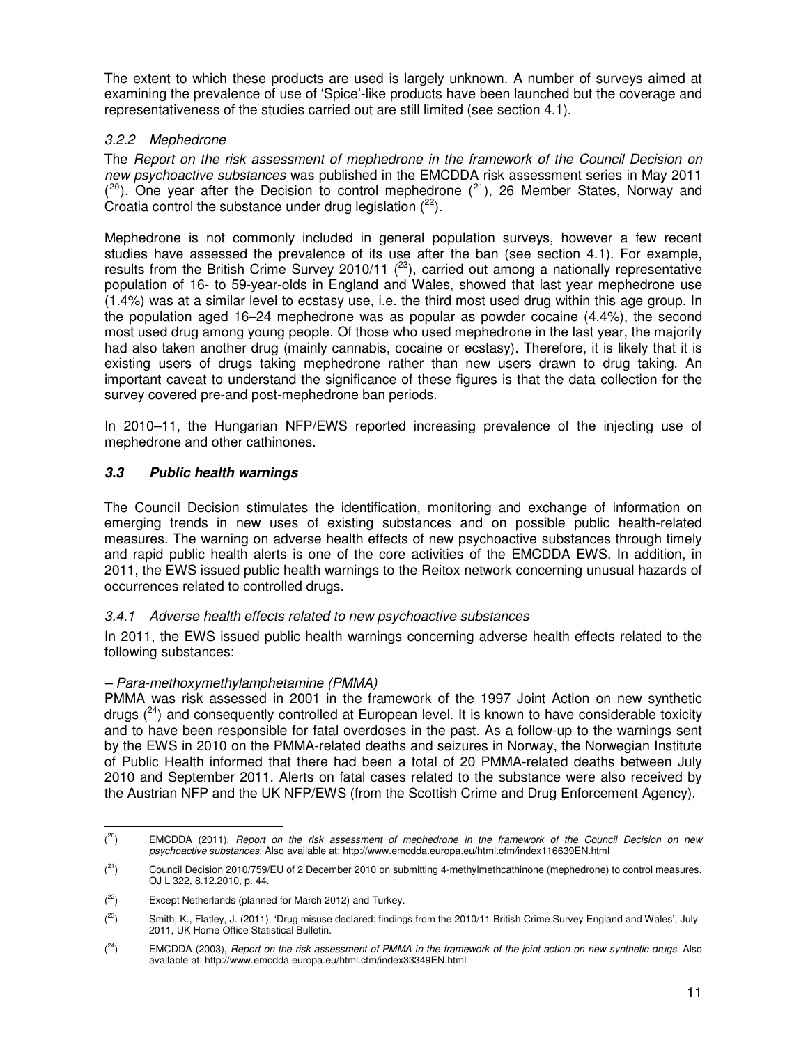The extent to which these products are used is largely unknown. A number of surveys aimed at examining the prevalence of use of 'Spice'-like products have been launched but the coverage and representativeness of the studies carried out are still limited (see section 4.1).

### *3.2.2 Mephedrone*

The *Report on the risk assessment of mephedrone in the framework of the Council Decision on new psychoactive substances* was published in the EMCDDA risk assessment series in May 2011 ([20]). One year after the Decision to control mephedrone ([21]), 26 Member States, Norway and Croatia control the substance under drug legislation ([22]).

Mephedrone is not commonly included in general population surveys, however a few recent studies have assessed the prevalence of its use after the ban (see section 4.1). For example, results from the British Crime Survey 2010/11 ([23]), carried out among a nationally representative population of 16- to 59-year-olds in England and Wales, showed that last year mephedrone use (1.4%) was at a similar level to ecstasy use, i.e. the third most used drug within this age group. In the population aged 16–24 mephedrone was as popular as powder cocaine (4.4%), the second most used drug among young people. Of those who used mephedrone in the last year, the majority had also taken another drug (mainly cannabis, cocaine or ecstasy). Therefore, it is likely that it is existing users of drugs taking mephedrone rather than new users drawn to drug taking. An important caveat to understand the significance of these figures is that the data collection for the survey covered pre-and post-mephedrone ban periods.

In 2010–11, the Hungarian NFP/EWS reported increasing prevalence of the injecting use of mephedrone and other cathinones.

## ***3.3 Public health warnings***

The Council Decision stimulates the identification, monitoring and exchange of information on emerging trends in new uses of existing substances and on possible public health-related measures. The warning on adverse health effects of new psychoactive substances through timely and rapid public health alerts is one of the core activities of the EMCDDA EWS. In addition, in 2011, the EWS issued public health warnings to the Reitox network concerning unusual hazards of occurrences related to controlled drugs.

### *3.4.1 Adverse health effects related to new psychoactive substances*

In 2011, the EWS issued public health warnings concerning adverse health effects related to the following substances:

*– Para-methoxymethylamphetamine (PMMA)*

PMMA was risk assessed in 2001 in the framework of the 1997 Joint Action on new synthetic drugs ([24]) and consequently controlled at European level. It is known to have considerable toxicity and to have been responsible for fatal overdoses in the past. As a follow-up to the warnings sent by the EWS in 2010 on the PMMA-related deaths and seizures in Norway, the Norwegian Institute of Public Health informed that there had been a total of 20 PMMA-related deaths between July 2010 and September 2011. Alerts on fatal cases related to the substance were also received by the Austrian NFP and the UK NFP/EWS (from the Scottish Crime and Drug Enforcement Agency).

---

([20]) EMCDDA (2011), *Report on the risk assessment of mephedrone in the framework of the Council Decision on new psychoactive substances.* Also available at: http://www.emcdda.europa.eu/html.cfm/index116639EN.html

([21]) Council Decision 2010/759/EU of 2 December 2010 on submitting 4-methylmethcathinone (mephedrone) to control measures. OJ L 322, 8.12.2010, p. 44.

([22]) Except Netherlands (planned for March 2012) and Turkey.

([23]) Smith, K., Flatley, J. (2011), 'Drug misuse declared: findings from the 2010/11 British Crime Survey England and Wales', July 2011, UK Home Office Statistical Bulletin.

([24]) EMCDDA (2003), *Report on the risk assessment of PMMA in the framework of the joint action on new synthetic drugs.* Also available at: http://www.emcdda.europa.eu/html.cfm/index33349EN.html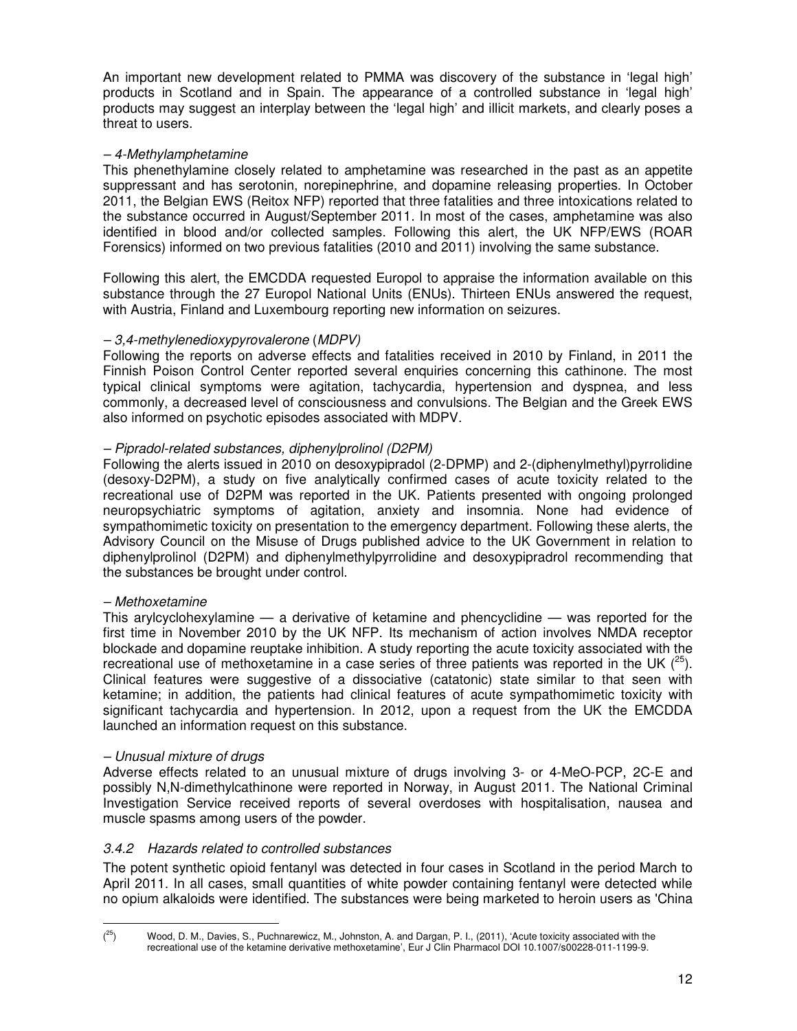An important new development related to PMMA was discovery of the substance in 'legal high' products in Scotland and in Spain. The appearance of a controlled substance in 'legal high' products may suggest an interplay between the 'legal high' and illicit markets, and clearly poses a threat to users.

*– 4-Methylamphetamine*

This phenethylamine closely related to amphetamine was researched in the past as an appetite suppressant and has serotonin, norepinephrine, and dopamine releasing properties. In October 2011, the Belgian EWS (Reitox NFP) reported that three fatalities and three intoxications related to the substance occurred in August/September 2011. In most of the cases, amphetamine was also identified in blood and/or collected samples. Following this alert, the UK NFP/EWS (ROAR Forensics) informed on two previous fatalities (2010 and 2011) involving the same substance.

Following this alert, the EMCDDA requested Europol to appraise the information available on this substance through the 27 Europol National Units (ENUs). Thirteen ENUs answered the request, with Austria, Finland and Luxembourg reporting new information on seizures.

*– 3,4-methylenedioxypyrovalerone (MDPV)*

Following the reports on adverse effects and fatalities received in 2010 by Finland, in 2011 the Finnish Poison Control Center reported several enquiries concerning this cathinone. The most typical clinical symptoms were agitation, tachycardia, hypertension and dyspnea, and less commonly, a decreased level of consciousness and convulsions. The Belgian and the Greek EWS also informed on psychotic episodes associated with MDPV.

*– Pipradol-related substances, diphenylprolinol (D2PM)*

Following the alerts issued in 2010 on desoxypipradol (2-DPMP) and 2-(diphenylmethyl)pyrrolidine (desoxy-D2PM), a study on five analytically confirmed cases of acute toxicity related to the recreational use of D2PM was reported in the UK. Patients presented with ongoing prolonged neuropsychiatric symptoms of agitation, anxiety and insomnia. None had evidence of sympathomimetic toxicity on presentation to the emergency department. Following these alerts, the Advisory Council on the Misuse of Drugs published advice to the UK Government in relation to diphenylprolinol (D2PM) and diphenylmethylpyrrolidine and desoxypipradrol recommending that the substances be brought under control.

*– Methoxetamine*

This arylcyclohexylamine — a derivative of ketamine and phencyclidine — was reported for the first time in November 2010 by the UK NFP. Its mechanism of action involves NMDA receptor blockade and dopamine reuptake inhibition. A study reporting the acute toxicity associated with the recreational use of methoxetamine in a case series of three patients was reported in the UK ([25]). Clinical features were suggestive of a dissociative (catatonic) state similar to that seen with ketamine; in addition, the patients had clinical features of acute sympathomimetic toxicity with significant tachycardia and hypertension. In 2012, upon a request from the UK the EMCDDA launched an information request on this substance.

*– Unusual mixture of drugs*

Adverse effects related to an unusual mixture of drugs involving 3- or 4-MeO-PCP, 2C-E and possibly N,N-dimethylcathinone were reported in Norway, in August 2011. The National Criminal Investigation Service received reports of several overdoses with hospitalisation, nausea and muscle spasms among users of the powder.

### *3.4.2 Hazards related to controlled substances*

The potent synthetic opioid fentanyl was detected in four cases in Scotland in the period March to April 2011. In all cases, small quantities of white powder containing fentanyl were detected while no opium alkaloids were identified. The substances were being marketed to heroin users as 'China

---

([25]) Wood, D. M., Davies, S., Puchnarewicz, M., Johnston, A. and Dargan, P. I., (2011), 'Acute toxicity associated with the recreational use of the ketamine derivative methoxetamine', Eur J Clin Pharmacol DOI 10.1007/s00228-011-1199-9.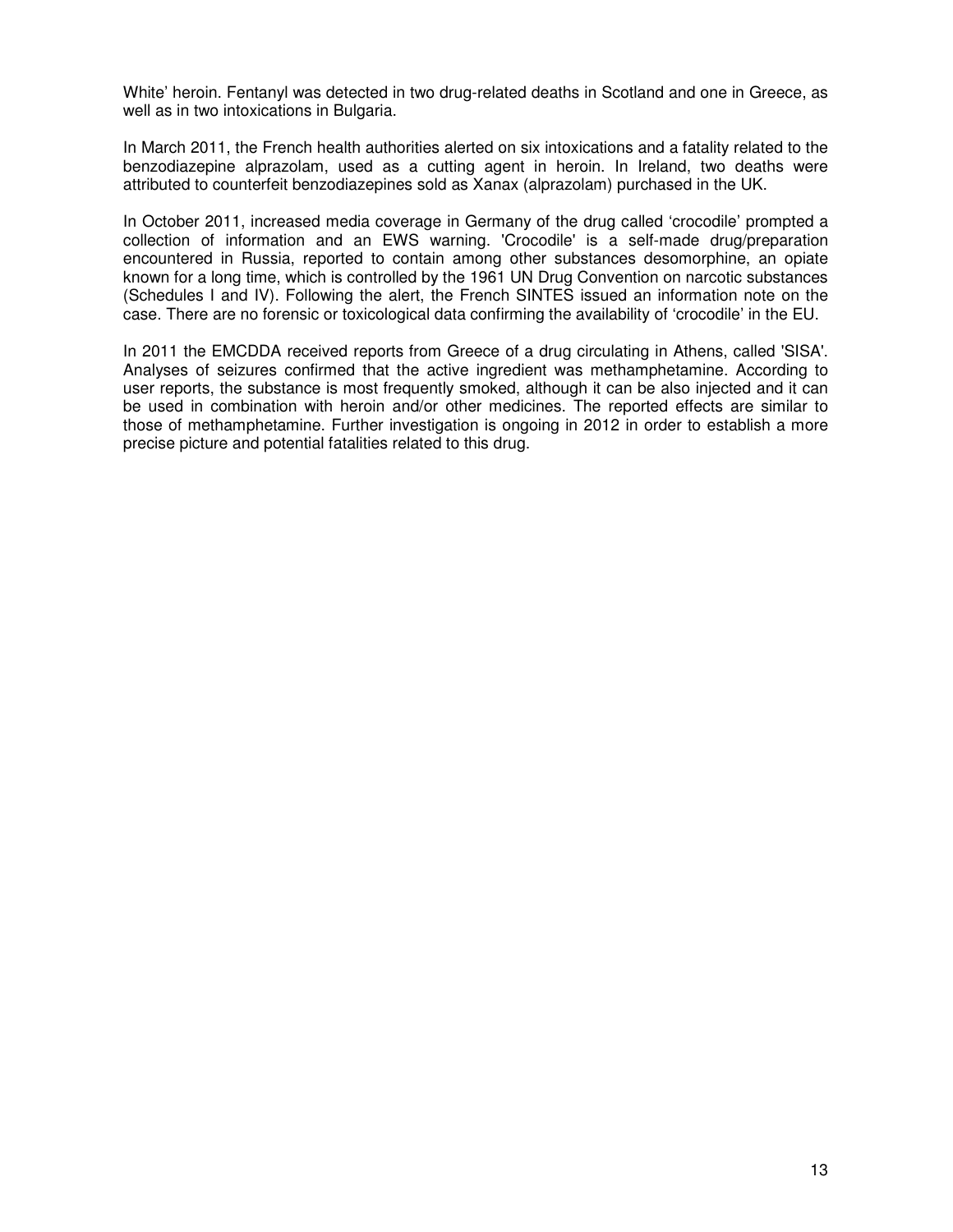White' heroin. Fentanyl was detected in two drug-related deaths in Scotland and one in Greece, as well as in two intoxications in Bulgaria.

In March 2011, the French health authorities alerted on six intoxications and a fatality related to the benzodiazepine alprazolam, used as a cutting agent in heroin. In Ireland, two deaths were attributed to counterfeit benzodiazepines sold as Xanax (alprazolam) purchased in the UK.

In October 2011, increased media coverage in Germany of the drug called 'crocodile' prompted a collection of information and an EWS warning. 'Crocodile' is a self-made drug/preparation encountered in Russia, reported to contain among other substances desomorphine, an opiate known for a long time, which is controlled by the 1961 UN Drug Convention on narcotic substances (Schedules I and IV). Following the alert, the French SINTES issued an information note on the case. There are no forensic or toxicological data confirming the availability of 'crocodile' in the EU.

In 2011 the EMCDDA received reports from Greece of a drug circulating in Athens, called 'SISA'. Analyses of seizures confirmed that the active ingredient was methamphetamine. According to user reports, the substance is most frequently smoked, although it can be also injected and it can be used in combination with heroin and/or other medicines. The reported effects are similar to those of methamphetamine. Further investigation is ongoing in 2012 in order to establish a more precise picture and potential fatalities related to this drug.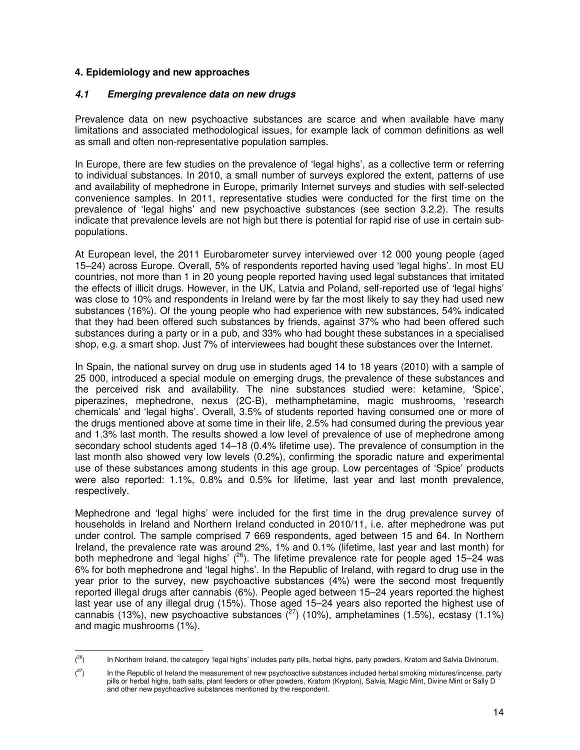## 4. Epidemiology and new approaches

### *4.1 Emerging prevalence data on new drugs*

Prevalence data on new psychoactive substances are scarce and when available have many limitations and associated methodological issues, for example lack of common definitions as well as small and often non-representative population samples.

In Europe, there are few studies on the prevalence of 'legal highs', as a collective term or referring to individual substances. In 2010, a small number of surveys explored the extent, patterns of use and availability of mephedrone in Europe, primarily Internet surveys and studies with self-selected convenience samples. In 2011, representative studies were conducted for the first time on the prevalence of 'legal highs' and new psychoactive substances (see section 3.2.2). The results indicate that prevalence levels are not high but there is potential for rapid rise of use in certain sub-populations.

At European level, the 2011 Eurobarometer survey interviewed over 12 000 young people (aged 15–24) across Europe. Overall, 5% of respondents reported having used 'legal highs'. In most EU countries, not more than 1 in 20 young people reported having used legal substances that imitated the effects of illicit drugs. However, in the UK, Latvia and Poland, self-reported use of 'legal highs' was close to 10% and respondents in Ireland were by far the most likely to say they had used new substances (16%). Of the young people who had experience with new substances, 54% indicated that they had been offered such substances by friends, against 37% who had been offered such substances during a party or in a pub, and 33% who had bought these substances in a specialised shop, e.g. a smart shop. Just 7% of interviewees had bought these substances over the Internet.

In Spain, the national survey on drug use in students aged 14 to 18 years (2010) with a sample of 25 000, introduced a special module on emerging drugs, the prevalence of these substances and the perceived risk and availability. The nine substances studied were: ketamine, 'Spice', piperazines, mephedrone, nexus (2C-B), methamphetamine, magic mushrooms, 'research chemicals' and 'legal highs'. Overall, 3.5% of students reported having consumed one or more of the drugs mentioned above at some time in their life, 2.5% had consumed during the previous year and 1.3% last month. The results showed a low level of prevalence of use of mephedrone among secondary school students aged 14–18 (0.4% lifetime use). The prevalence of consumption in the last month also showed very low levels (0.2%), confirming the sporadic nature and experimental use of these substances among students in this age group. Low percentages of 'Spice' products were also reported: 1.1%, 0.8% and 0.5% for lifetime, last year and last month prevalence, respectively.

Mephedrone and 'legal highs' were included for the first time in the drug prevalence survey of households in Ireland and Northern Ireland conducted in 2010/11, i.e. after mephedrone was put under control. The sample comprised 7 669 respondents, aged between 15 and 64. In Northern Ireland, the prevalence rate was around 2%, 1% and 0.1% (lifetime, last year and last month) for both mephedrone and 'legal highs' ([26]). The lifetime prevalence rate for people aged 15–24 was 6% for both mephedrone and 'legal highs'. In the Republic of Ireland, with regard to drug use in the year prior to the survey, new psychoactive substances (4%) were the second most frequently reported illegal drugs after cannabis (6%). People aged between 15–24 years reported the highest last year use of any illegal drug (15%). Those aged 15–24 years also reported the highest use of cannabis (13%), new psychoactive substances ([27]) (10%), amphetamines (1.5%), ecstasy (1.1%) and magic mushrooms (1%).

---

([26]) In Northern Ireland, the category 'legal highs' includes party pills, herbal highs, party powders, Kratom and Salvia Divinorum.

([27]) In the Republic of Ireland the measurement of new psychoactive substances included herbal smoking mixtures/incense, party pills or herbal highs, bath salts, plant feeders or other powders, Kratom (Krypton), Salvia, Magic Mint, Divine Mint or Sally D and other new psychoactive substances mentioned by the respondent.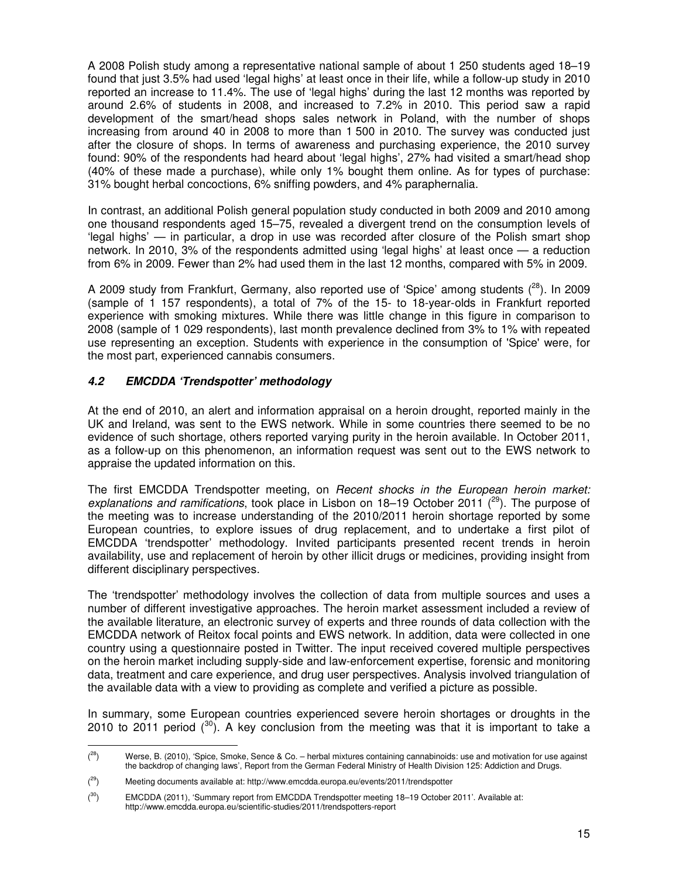A 2008 Polish study among a representative national sample of about 1 250 students aged 18–19 found that just 3.5% had used 'legal highs' at least once in their life, while a follow-up study in 2010 reported an increase to 11.4%. The use of 'legal highs' during the last 12 months was reported by around 2.6% of students in 2008, and increased to 7.2% in 2010. This period saw a rapid development of the smart/head shops sales network in Poland, with the number of shops increasing from around 40 in 2008 to more than 1 500 in 2010. The survey was conducted just after the closure of shops. In terms of awareness and purchasing experience, the 2010 survey found: 90% of the respondents had heard about 'legal highs', 27% had visited a smart/head shop (40% of these made a purchase), while only 1% bought them online. As for types of purchase: 31% bought herbal concoctions, 6% sniffing powders, and 4% paraphernalia.

In contrast, an additional Polish general population study conducted in both 2009 and 2010 among one thousand respondents aged 15–75, revealed a divergent trend on the consumption levels of 'legal highs' — in particular, a drop in use was recorded after closure of the Polish smart shop network. In 2010, 3% of the respondents admitted using 'legal highs' at least once — a reduction from 6% in 2009. Fewer than 2% had used them in the last 12 months, compared with 5% in 2009.

A 2009 study from Frankfurt, Germany, also reported use of 'Spice' among students ([28]). In 2009 (sample of 1 157 respondents), a total of 7% of the 15- to 18-year-olds in Frankfurt reported experience with smoking mixtures. While there was little change in this figure in comparison to 2008 (sample of 1 029 respondents), last month prevalence declined from 3% to 1% with repeated use representing an exception. Students with experience in the consumption of 'Spice' were, for the most part, experienced cannabis consumers.

### *4.2 EMCDDA 'Trendspotter' methodology*

At the end of 2010, an alert and information appraisal on a heroin drought, reported mainly in the UK and Ireland, was sent to the EWS network. While in some countries there seemed to be no evidence of such shortage, others reported varying purity in the heroin available. In October 2011, as a follow-up on this phenomenon, an information request was sent out to the EWS network to appraise the updated information on this.

The first EMCDDA Trendspotter meeting, on *Recent shocks in the European heroin market: explanations and ramifications*, took place in Lisbon on 18–19 October 2011 ([29]). The purpose of the meeting was to increase understanding of the 2010/2011 heroin shortage reported by some European countries, to explore issues of drug replacement, and to undertake a first pilot of EMCDDA 'trendspotter' methodology. Invited participants presented recent trends in heroin availability, use and replacement of heroin by other illicit drugs or medicines, providing insight from different disciplinary perspectives.

The 'trendspotter' methodology involves the collection of data from multiple sources and uses a number of different investigative approaches. The heroin market assessment included a review of the available literature, an electronic survey of experts and three rounds of data collection with the EMCDDA network of Reitox focal points and EWS network. In addition, data were collected in one country using a questionnaire posted in Twitter. The input received covered multiple perspectives on the heroin market including supply-side and law-enforcement expertise, forensic and monitoring data, treatment and care experience, and drug user perspectives. Analysis involved triangulation of the available data with a view to providing as complete and verified a picture as possible.

In summary, some European countries experienced severe heroin shortages or droughts in the 2010 to 2011 period ([30]). A key conclusion from the meeting was that it is important to take a

---

([28]) Werse, B. (2010), 'Spice, Smoke, Sence & Co. – herbal mixtures containing cannabinoids: use and motivation for use against the backdrop of changing laws', Report from the German Federal Ministry of Health Division 125: Addiction and Drugs.

([29]) Meeting documents available at: http://www.emcdda.europa.eu/events/2011/trendspotter

([30]) EMCDDA (2011), 'Summary report from EMCDDA Trendspotter meeting 18–19 October 2011'. Available at: http://www.emcdda.europa.eu/scientific-studies/2011/trendspotters-report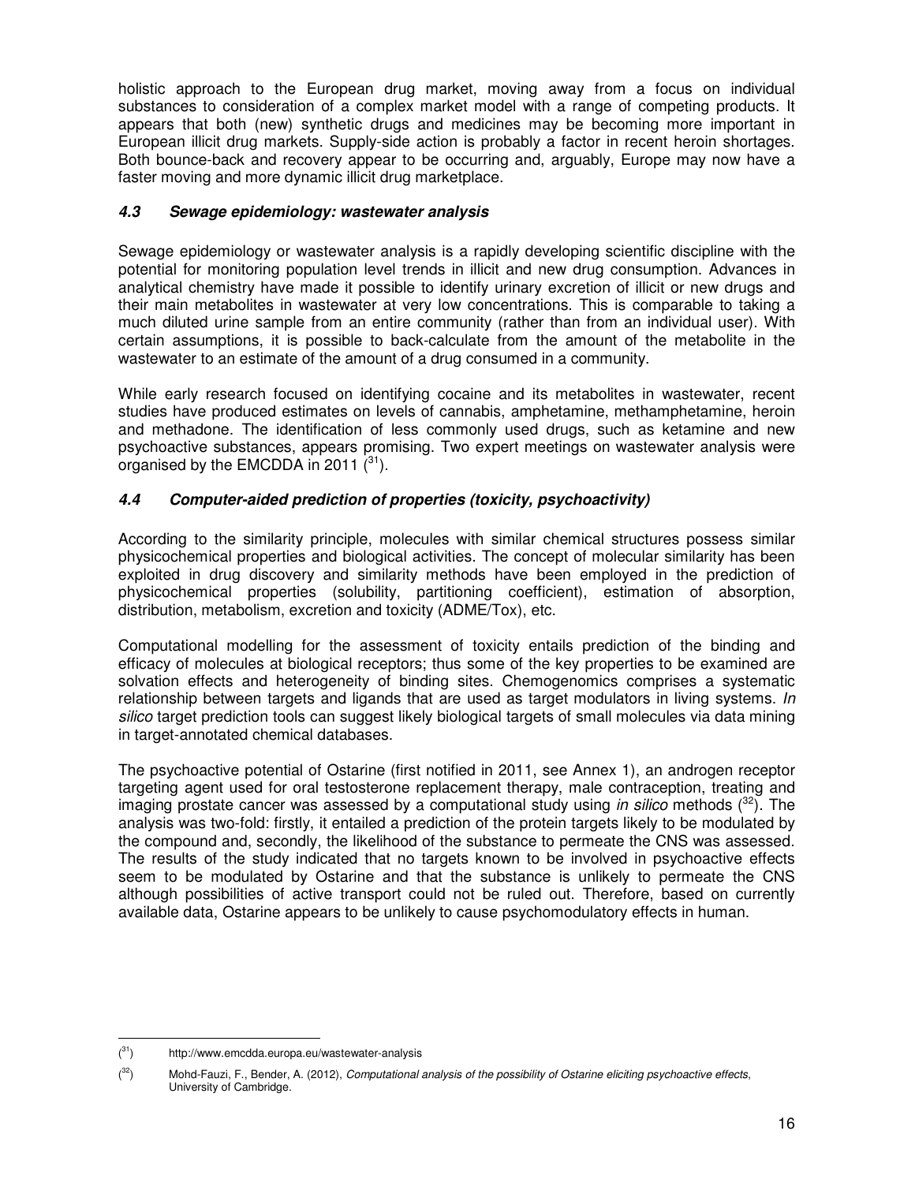holistic approach to the European drug market, moving away from a focus on individual substances to consideration of a complex market model with a range of competing products. It appears that both (new) synthetic drugs and medicines may be becoming more important in European illicit drug markets. Supply-side action is probably a factor in recent heroin shortages. Both bounce-back and recovery appear to be occurring and, arguably, Europe may now have a faster moving and more dynamic illicit drug marketplace.

### *4.3 Sewage epidemiology: wastewater analysis*

Sewage epidemiology or wastewater analysis is a rapidly developing scientific discipline with the potential for monitoring population level trends in illicit and new drug consumption. Advances in analytical chemistry have made it possible to identify urinary excretion of illicit or new drugs and their main metabolites in wastewater at very low concentrations. This is comparable to taking a much diluted urine sample from an entire community (rather than from an individual user). With certain assumptions, it is possible to back-calculate from the amount of the metabolite in the wastewater to an estimate of the amount of a drug consumed in a community.

While early research focused on identifying cocaine and its metabolites in wastewater, recent studies have produced estimates on levels of cannabis, amphetamine, methamphetamine, heroin and methadone. The identification of less commonly used drugs, such as ketamine and new psychoactive substances, appears promising. Two expert meetings on wastewater analysis were organised by the EMCDDA in 2011 ([31]).

### *4.4 Computer-aided prediction of properties (toxicity, psychoactivity)*

According to the similarity principle, molecules with similar chemical structures possess similar physicochemical properties and biological activities. The concept of molecular similarity has been exploited in drug discovery and similarity methods have been employed in the prediction of physicochemical properties (solubility, partitioning coefficient), estimation of absorption, distribution, metabolism, excretion and toxicity (ADME/Tox), etc.

Computational modelling for the assessment of toxicity entails prediction of the binding and efficacy of molecules at biological receptors; thus some of the key properties to be examined are solvation effects and heterogeneity of binding sites. Chemogenomics comprises a systematic relationship between targets and ligands that are used as target modulators in living systems. *In silico* target prediction tools can suggest likely biological targets of small molecules via data mining in target-annotated chemical databases.

The psychoactive potential of Ostarine (first notified in 2011, see Annex 1), an androgen receptor targeting agent used for oral testosterone replacement therapy, male contraception, treating and imaging prostate cancer was assessed by a computational study using *in silico* methods ([32]). The analysis was two-fold: firstly, it entailed a prediction of the protein targets likely to be modulated by the compound and, secondly, the likelihood of the substance to permeate the CNS was assessed. The results of the study indicated that no targets known to be involved in psychoactive effects seem to be modulated by Ostarine and that the substance is unlikely to permeate the CNS although possibilities of active transport could not be ruled out. Therefore, based on currently available data, Ostarine appears to be unlikely to cause psychomodulatory effects in human.

---

([31]) http://www.emcdda.europa.eu/wastewater-analysis

([32]) Mohd-Fauzi, F., Bender, A. (2012), *Computational analysis of the possibility of Ostarine eliciting psychoactive effects*, University of Cambridge.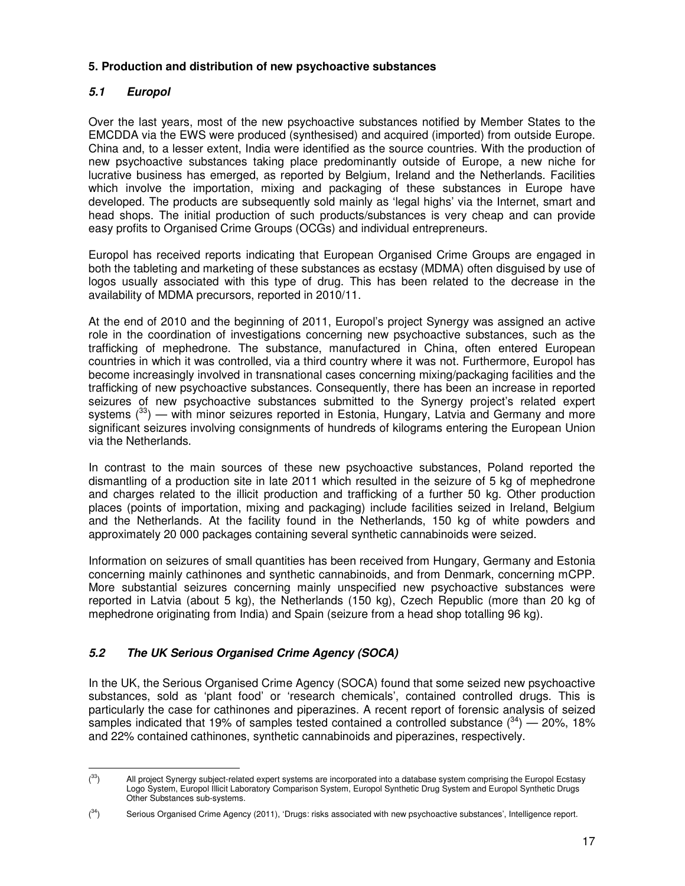## 5. Production and distribution of new psychoactive substances

### *5.1 Europol*

Over the last years, most of the new psychoactive substances notified by Member States to the EMCDDA via the EWS were produced (synthesised) and acquired (imported) from outside Europe. China and, to a lesser extent, India were identified as the source countries. With the production of new psychoactive substances taking place predominantly outside of Europe, a new niche for lucrative business has emerged, as reported by Belgium, Ireland and the Netherlands. Facilities which involve the importation, mixing and packaging of these substances in Europe have developed. The products are subsequently sold mainly as 'legal highs' via the Internet, smart and head shops. The initial production of such products/substances is very cheap and can provide easy profits to Organised Crime Groups (OCGs) and individual entrepreneurs.

Europol has received reports indicating that European Organised Crime Groups are engaged in both the tableting and marketing of these substances as ecstasy (MDMA) often disguised by use of logos usually associated with this type of drug. This has been related to the decrease in the availability of MDMA precursors, reported in 2010/11.

At the end of 2010 and the beginning of 2011, Europol's project Synergy was assigned an active role in the coordination of investigations concerning new psychoactive substances, such as the trafficking of mephedrone. The substance, manufactured in China, often entered European countries in which it was controlled, via a third country where it was not. Furthermore, Europol has become increasingly involved in transnational cases concerning mixing/packaging facilities and the trafficking of new psychoactive substances. Consequently, there has been an increase in reported seizures of new psychoactive substances submitted to the Synergy project's related expert systems ([33]) — with minor seizures reported in Estonia, Hungary, Latvia and Germany and more significant seizures involving consignments of hundreds of kilograms entering the European Union via the Netherlands.

In contrast to the main sources of these new psychoactive substances, Poland reported the dismantling of a production site in late 2011 which resulted in the seizure of 5 kg of mephedrone and charges related to the illicit production and trafficking of a further 50 kg. Other production places (points of importation, mixing and packaging) include facilities seized in Ireland, Belgium and the Netherlands. At the facility found in the Netherlands, 150 kg of white powders and approximately 20 000 packages containing several synthetic cannabinoids were seized.

Information on seizures of small quantities has been received from Hungary, Germany and Estonia concerning mainly cathinones and synthetic cannabinoids, and from Denmark, concerning mCPP. More substantial seizures concerning mainly unspecified new psychoactive substances were reported in Latvia (about 5 kg), the Netherlands (150 kg), Czech Republic (more than 20 kg of mephedrone originating from India) and Spain (seizure from a head shop totalling 96 kg).

### *5.2 The UK Serious Organised Crime Agency (SOCA)*

In the UK, the Serious Organised Crime Agency (SOCA) found that some seized new psychoactive substances, sold as 'plant food' or 'research chemicals', contained controlled drugs. This is particularly the case for cathinones and piperazines. A recent report of forensic analysis of seized samples indicated that 19% of samples tested contained a controlled substance ([34]) — 20%, 18% and 22% contained cathinones, synthetic cannabinoids and piperazines, respectively.

---

([33]) All project Synergy subject-related expert systems are incorporated into a database system comprising the Europol Ecstasy Logo System, Europol Illicit Laboratory Comparison System, Europol Synthetic Drug System and Europol Synthetic Drugs Other Substances sub-systems.

([34]) Serious Organised Crime Agency (2011), 'Drugs: risks associated with new psychoactive substances', Intelligence report.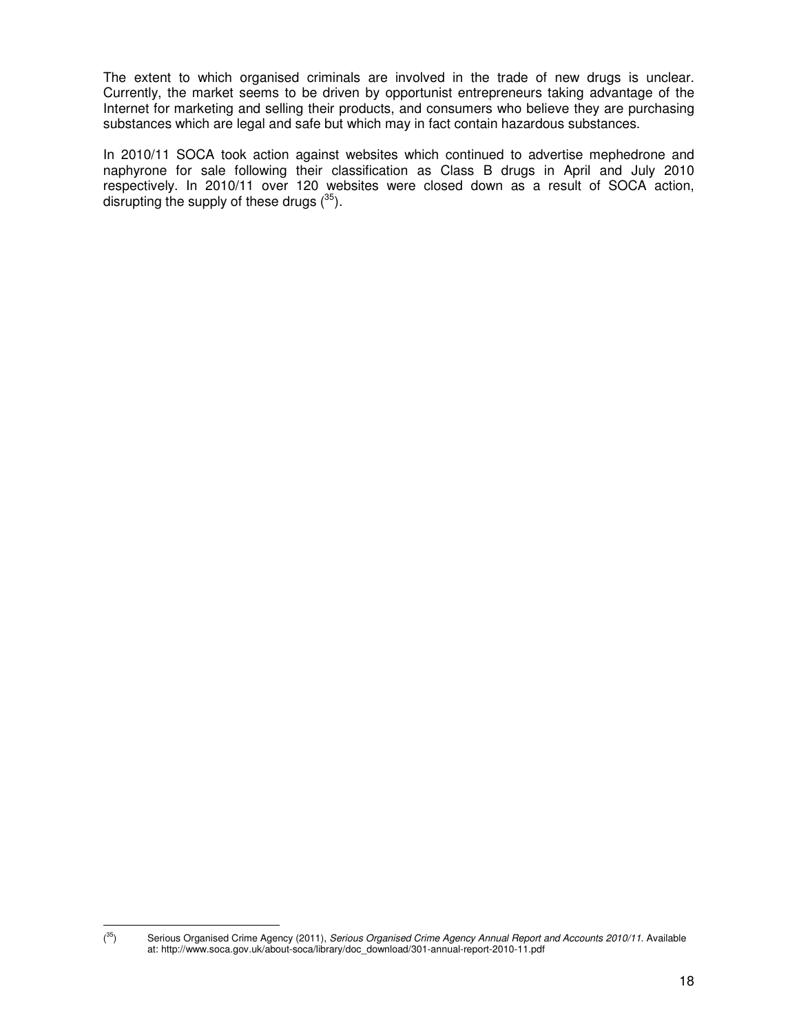The extent to which organised criminals are involved in the trade of new drugs is unclear. Currently, the market seems to be driven by opportunist entrepreneurs taking advantage of the Internet for marketing and selling their products, and consumers who believe they are purchasing substances which are legal and safe but which may in fact contain hazardous substances.

In 2010/11 SOCA took action against websites which continued to advertise mephedrone and naphyrone for sale following their classification as Class B drugs in April and July 2010 respectively. In 2010/11 over 120 websites were closed down as a result of SOCA action, disrupting the supply of these drugs ([35]).

---

([35]) Serious Organised Crime Agency (2011), *Serious Organised Crime Agency Annual Report and Accounts 2010/11*. Available at: http://www.soca.gov.uk/about-soca/library/doc_download/301-annual-report-2010-11.pdf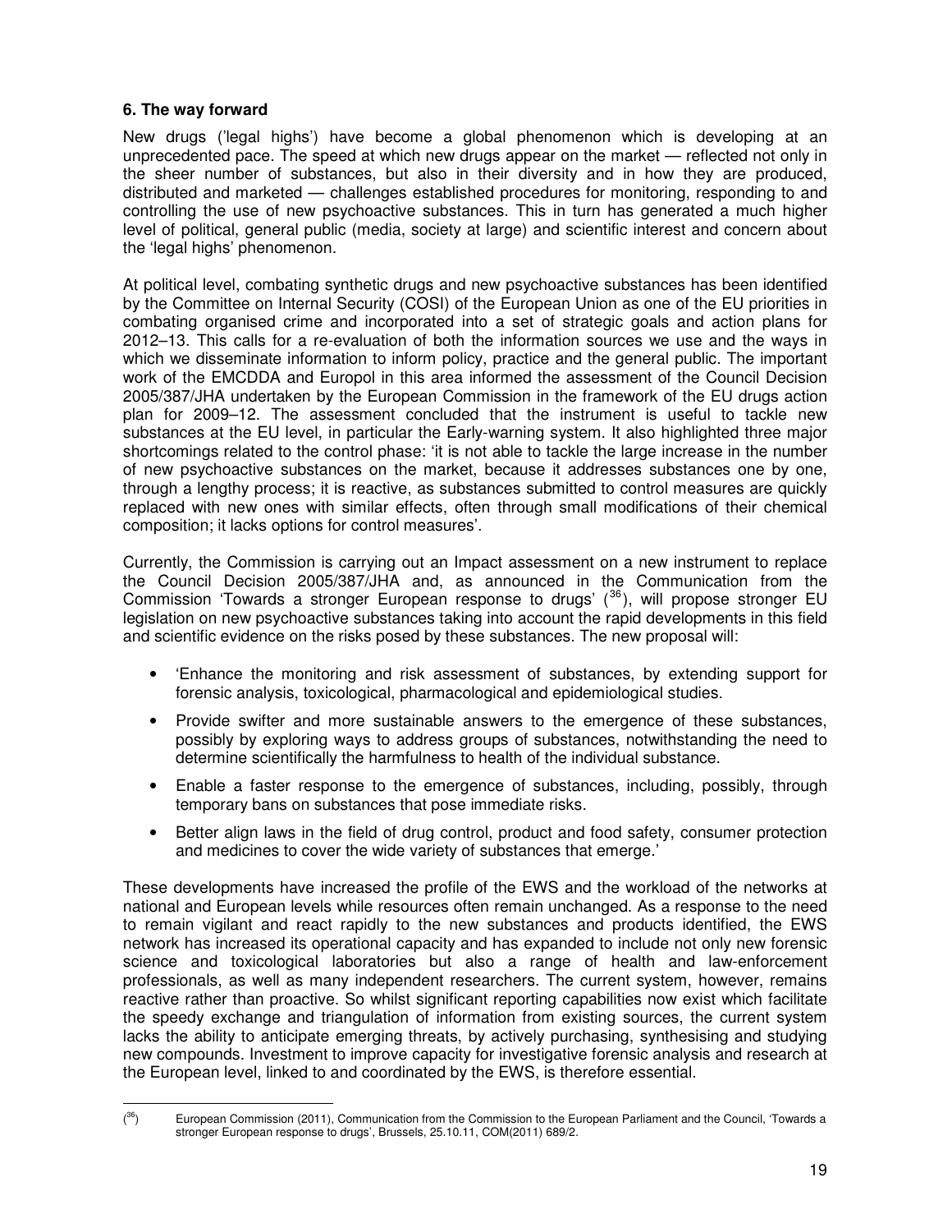## 6. The way forward

New drugs ('legal highs') have become a global phenomenon which is developing at an unprecedented pace. The speed at which new drugs appear on the market — reflected not only in the sheer number of substances, but also in their diversity and in how they are produced, distributed and marketed — challenges established procedures for monitoring, responding to and controlling the use of new psychoactive substances. This in turn has generated a much higher level of political, general public (media, society at large) and scientific interest and concern about the 'legal highs' phenomenon.

At political level, combating synthetic drugs and new psychoactive substances has been identified by the Committee on Internal Security (COSI) of the European Union as one of the EU priorities in combating organised crime and incorporated into a set of strategic goals and action plans for 2012–13. This calls for a re-evaluation of both the information sources we use and the ways in which we disseminate information to inform policy, practice and the general public. The important work of the EMCDDA and Europol in this area informed the assessment of the Council Decision 2005/387/JHA undertaken by the European Commission in the framework of the EU drugs action plan for 2009–12. The assessment concluded that the instrument is useful to tackle new substances at the EU level, in particular the Early-warning system. It also highlighted three major shortcomings related to the control phase: 'it is not able to tackle the large increase in the number of new psychoactive substances on the market, because it addresses substances one by one, through a lengthy process; it is reactive, as substances submitted to control measures are quickly replaced with new ones with similar effects, often through small modifications of their chemical composition; it lacks options for control measures'.

Currently, the Commission is carrying out an Impact assessment on a new instrument to replace the Council Decision 2005/387/JHA and, as announced in the Communication from the Commission 'Towards a stronger European response to drugs' ([36]), will propose stronger EU legislation on new psychoactive substances taking into account the rapid developments in this field and scientific evidence on the risks posed by these substances. The new proposal will:

- 'Enhance the monitoring and risk assessment of substances, by extending support for forensic analysis, toxicological, pharmacological and epidemiological studies.
- Provide swifter and more sustainable answers to the emergence of these substances, possibly by exploring ways to address groups of substances, notwithstanding the need to determine scientifically the harmfulness to health of the individual substance.
- Enable a faster response to the emergence of substances, including, possibly, through temporary bans on substances that pose immediate risks.
- Better align laws in the field of drug control, product and food safety, consumer protection and medicines to cover the wide variety of substances that emerge.'

These developments have increased the profile of the EWS and the workload of the networks at national and European levels while resources often remain unchanged. As a response to the need to remain vigilant and react rapidly to the new substances and products identified, the EWS network has increased its operational capacity and has expanded to include not only new forensic science and toxicological laboratories but also a range of health and law-enforcement professionals, as well as many independent researchers. The current system, however, remains reactive rather than proactive. So whilst significant reporting capabilities now exist which facilitate the speedy exchange and triangulation of information from existing sources, the current system lacks the ability to anticipate emerging threats, by actively purchasing, synthesising and studying new compounds. Investment to improve capacity for investigative forensic analysis and research at the European level, linked to and coordinated by the EWS, is therefore essential.

---

([36]) European Commission (2011), Communication from the Commission to the European Parliament and the Council, 'Towards a stronger European response to drugs', Brussels, 25.10.11, COM(2011) 689/2.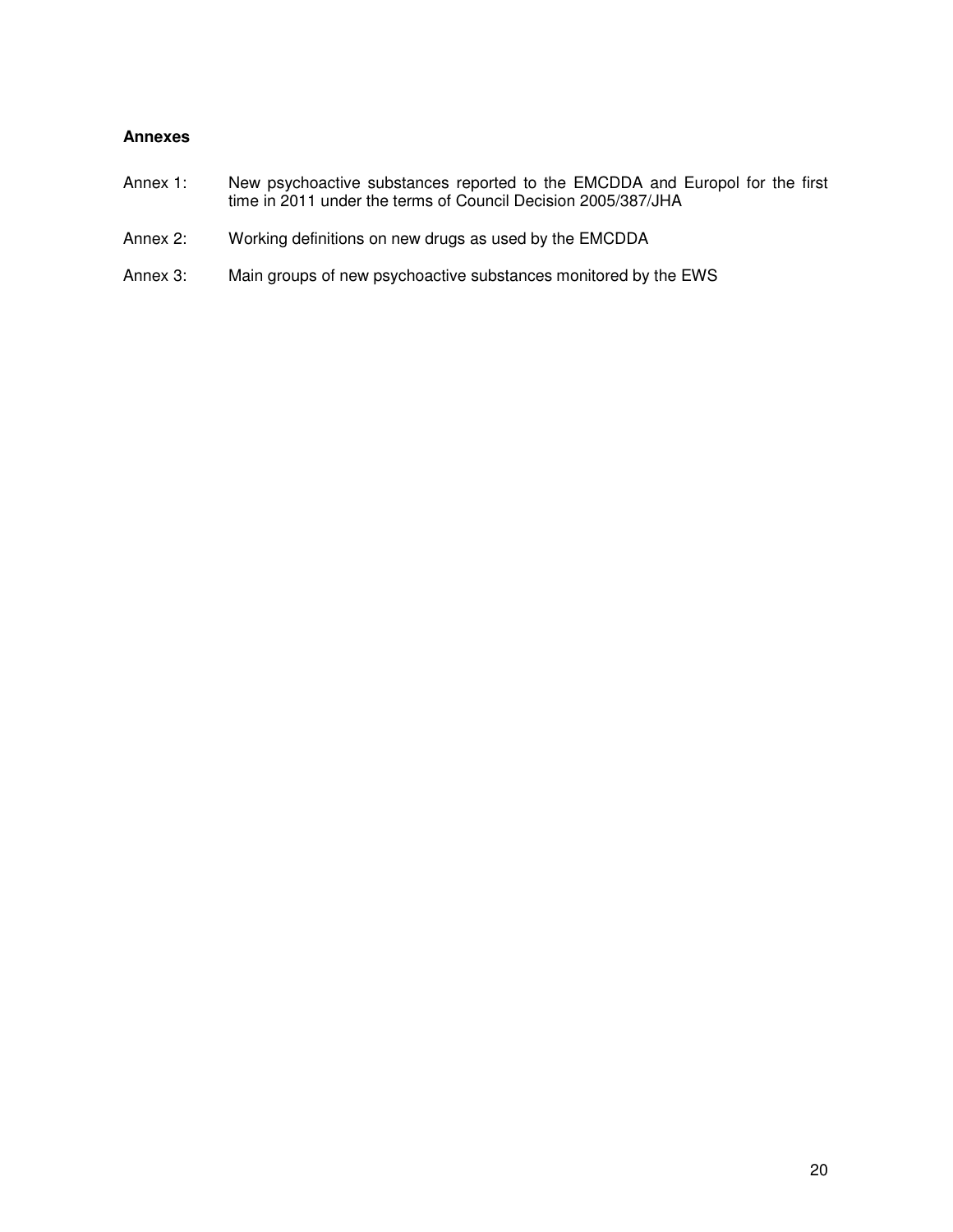**Annexes**

Annex 1: New psychoactive substances reported to the EMCDDA and Europol for the first time in 2011 under the terms of Council Decision 2005/387/JHA

Annex 2: Working definitions on new drugs as used by the EMCDDA

Annex 3: Main groups of new psychoactive substances monitored by the EWS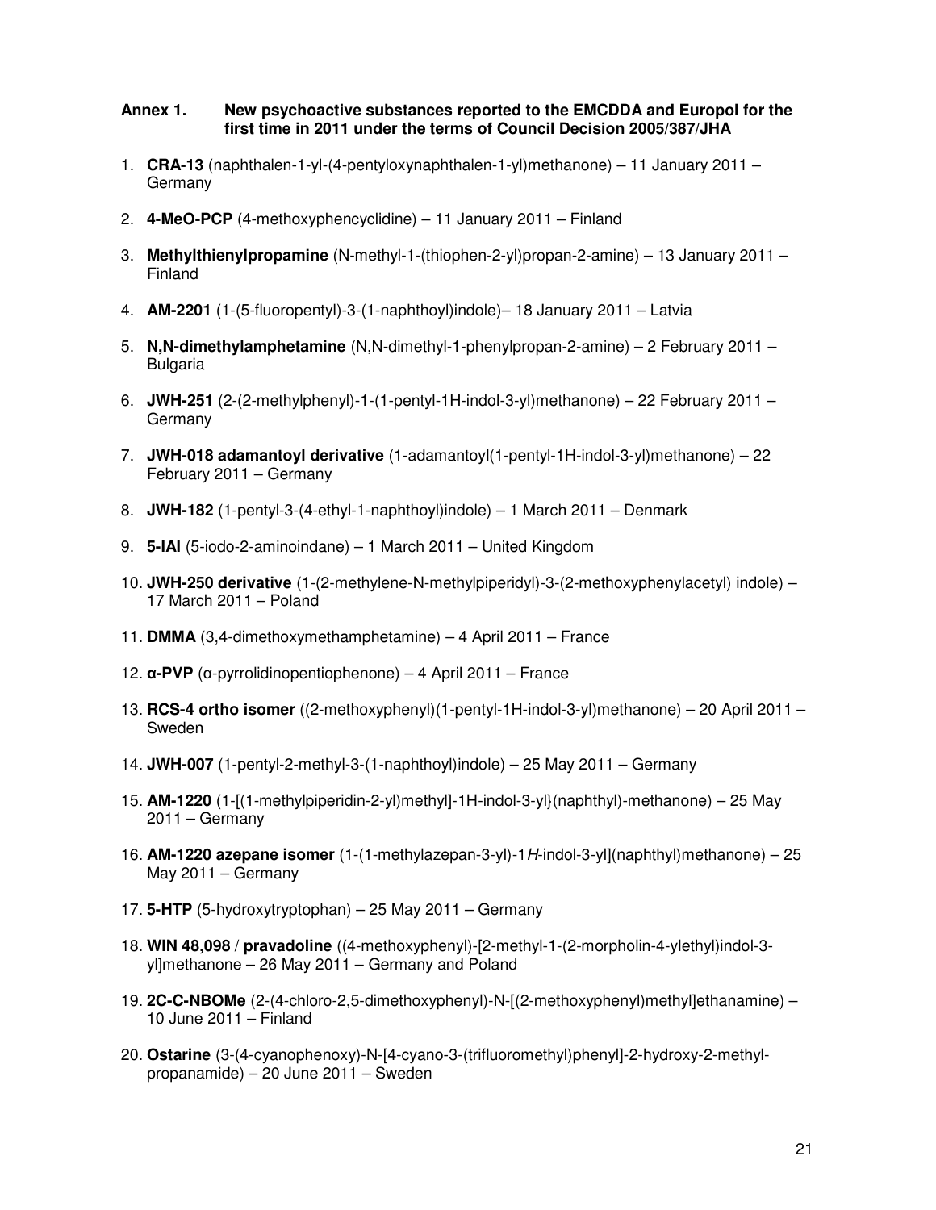**Annex 1. New psychoactive substances reported to the EMCDDA and Europol for the first time in 2011 under the terms of Council Decision 2005/387/JHA**

1. **CRA-13** (naphthalen-1-yl-(4-pentyloxynaphthalen-1-yl)methanone) – 11 January 2011 – Germany

2. **4-MeO-PCP** (4-methoxyphencyclidine) – 11 January 2011 – Finland

3. **Methylthienylpropamine** (N-methyl-1-(thiophen-2-yl)propan-2-amine) – 13 January 2011 – Finland

4. **AM-2201** (1-(5-fluoropentyl)-3-(1-naphthoyl)indole)– 18 January 2011 – Latvia

5. **N,N-dimethylamphetamine** (N,N-dimethyl-1-phenylpropan-2-amine) – 2 February 2011 – Bulgaria

6. **JWH-251** (2-(2-methylphenyl)-1-(1-pentyl-1H-indol-3-yl)methanone) – 22 February 2011 – Germany

7. **JWH-018 adamantoyl derivative** (1-adamantoyl(1-pentyl-1H-indol-3-yl)methanone) – 22 February 2011 – Germany

8. **JWH-182** (1-pentyl-3-(4-ethyl-1-naphthoyl)indole) – 1 March 2011 – Denmark

9. **5-IAI** (5-iodo-2-aminoindane) – 1 March 2011 – United Kingdom

10. **JWH-250 derivative** (1-(2-methylene-N-methylpiperidyl)-3-(2-methoxyphenylacetyl) indole) – 17 March 2011 – Poland

11. **DMMA** (3,4-dimethoxymethamphetamine) – 4 April 2011 – France

12. **α-PVP** (α-pyrrolidinopentiophenone) – 4 April 2011 – France

13. **RCS-4 ortho isomer** ((2-methoxyphenyl)(1-pentyl-1H-indol-3-yl)methanone) – 20 April 2011 – Sweden

14. **JWH-007** (1-pentyl-2-methyl-3-(1-naphthoyl)indole) – 25 May 2011 – Germany

15. **AM-1220** (1-[(1-methylpiperidin-2-yl)methyl]-1H-indol-3-yl}(naphthyl)-methanone) – 25 May 2011 – Germany

16. **AM-1220 azepane isomer** (1-(1-methylazepan-3-yl)-1*H*-indol-3-yl](naphthyl)methanone) – 25 May 2011 – Germany

17. **5-HTP** (5-hydroxytryptophan) – 25 May 2011 – Germany

18. **WIN 48,098** / **pravadoline** ((4-methoxyphenyl)-[2-methyl-1-(2-morpholin-4-ylethyl)indol-3-yl]methanone – 26 May 2011 – Germany and Poland

19. **2C-C-NBOMe** (2-(4-chloro-2,5-dimethoxyphenyl)-N-[(2-methoxyphenyl)methyl]ethanamine) – 10 June 2011 – Finland

20. **Ostarine** (3-(4-cyanophenoxy)-N-[4-cyano-3-(trifluoromethyl)phenyl]-2-hydroxy-2-methyl-propanamide) – 20 June 2011 – Sweden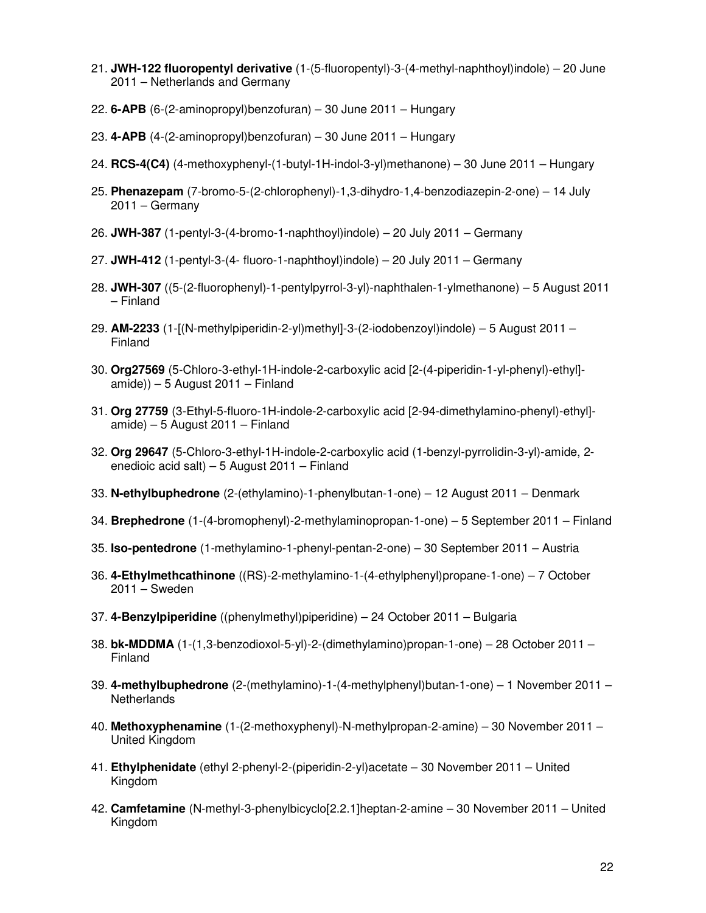21. **JWH-122 fluoropentyl derivative** (1-(5-fluoropentyl)-3-(4-methyl-naphthoyl)indole) – 20 June 2011 – Netherlands and Germany

22. **6-APB** (6-(2-aminopropyl)benzofuran) – 30 June 2011 – Hungary

23. **4-APB** (4-(2-aminopropyl)benzofuran) – 30 June 2011 – Hungary

24. **RCS-4(C4)** (4-methoxyphenyl-(1-butyl-1H-indol-3-yl)methanone) – 30 June 2011 – Hungary

25. **Phenazepam** (7-bromo-5-(2-chlorophenyl)-1,3-dihydro-1,4-benzodiazepin-2-one) – 14 July 2011 – Germany

26. **JWH-387** (1-pentyl-3-(4-bromo-1-naphthoyl)indole) – 20 July 2011 – Germany

27. **JWH-412** (1-pentyl-3-(4- fluoro-1-naphthoyl)indole) – 20 July 2011 – Germany

28. **JWH-307** ((5-(2-fluorophenyl)-1-pentylpyrrol-3-yl)-naphthalen-1-ylmethanone) – 5 August 2011 – Finland

29. **AM-2233** (1-[(N-methylpiperidin-2-yl)methyl]-3-(2-iodobenzoyl)indole) – 5 August 2011 – Finland

30. **Org27569** (5-Chloro-3-ethyl-1H-indole-2-carboxylic acid [2-(4-piperidin-1-yl-phenyl)-ethyl]-amide)) – 5 August 2011 – Finland

31. **Org 27759** (3-Ethyl-5-fluoro-1H-indole-2-carboxylic acid [2-94-dimethylamino-phenyl)-ethyl]-amide) – 5 August 2011 – Finland

32. **Org 29647** (5-Chloro-3-ethyl-1H-indole-2-carboxylic acid (1-benzyl-pyrrolidin-3-yl)-amide, 2-enedioic acid salt) – 5 August 2011 – Finland

33. **N-ethylbuphedrone** (2-(ethylamino)-1-phenylbutan-1-one) – 12 August 2011 – Denmark

34. **Brephedrone** (1-(4-bromophenyl)-2-methylaminopropan-1-one) – 5 September 2011 – Finland

35. **Iso-pentedrone** (1-methylamino-1-phenyl-pentan-2-one) – 30 September 2011 – Austria

36. **4-Ethylmethcathinone** ((RS)-2-methylamino-1-(4-ethylphenyl)propane-1-one) – 7 October 2011 – Sweden

37. **4-Benzylpiperidine** ((phenylmethyl)piperidine) – 24 October 2011 – Bulgaria

38. **bk-MDDMA** (1-(1,3-benzodioxol-5-yl)-2-(dimethylamino)propan-1-one) – 28 October 2011 – Finland

39. **4-methylbuphedrone** (2-(methylamino)-1-(4-methylphenyl)butan-1-one) – 1 November 2011 – Netherlands

40. **Methoxyphenamine** (1-(2-methoxyphenyl)-N-methylpropan-2-amine) – 30 November 2011 – United Kingdom

41. **Ethylphenidate** (ethyl 2-phenyl-2-(piperidin-2-yl)acetate – 30 November 2011 – United Kingdom

42. **Camfetamine** (N-methyl-3-phenylbicyclo[2.2.1]heptan-2-amine – 30 November 2011 – United Kingdom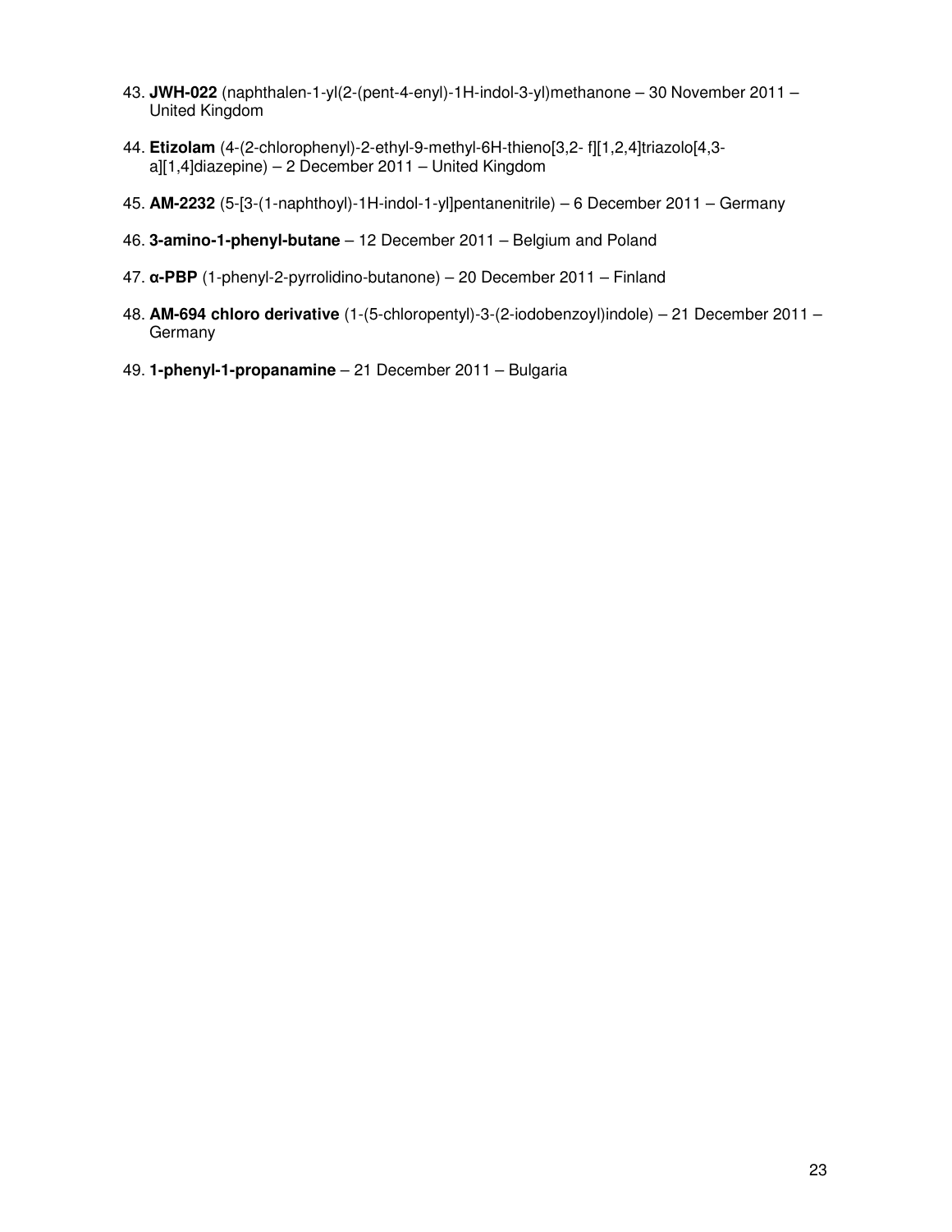43. **JWH-022** (naphthalen-1-yl(2-(pent-4-enyl)-1H-indol-3-yl)methanone – 30 November 2011 – United Kingdom

44. **Etizolam** (4-(2-chlorophenyl)-2-ethyl-9-methyl-6H-thieno[3,2- f][1,2,4]triazolo[4,3-a][1,4]diazepine) – 2 December 2011 – United Kingdom

45. **AM-2232** (5-[3-(1-naphthoyl)-1H-indol-1-yl]pentanenitrile) – 6 December 2011 – Germany

46. **3-amino-1-phenyl-butane** – 12 December 2011 – Belgium and Poland

47. **α-PBP** (1-phenyl-2-pyrrolidino-butanone) – 20 December 2011 – Finland

48. **AM-694 chloro derivative** (1-(5-chloropentyl)-3-(2-iodobenzoyl)indole) – 21 December 2011 – Germany

49. **1-phenyl-1-propanamine** – 21 December 2011 – Bulgaria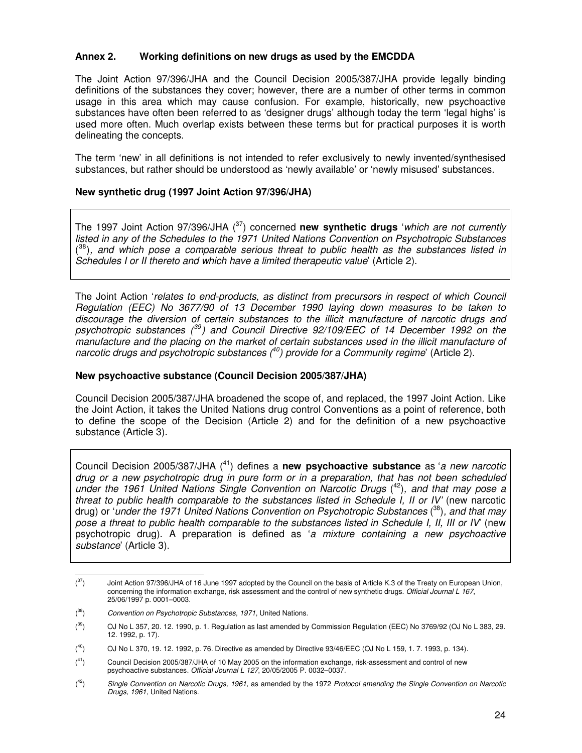## Annex 2. Working definitions on new drugs as used by the EMCDDA

The Joint Action 97/396/JHA and the Council Decision 2005/387/JHA provide legally binding definitions of the substances they cover; however, there are a number of other terms in common usage in this area which may cause confusion. For example, historically, new psychoactive substances have often been referred to as 'designer drugs' although today the term 'legal highs' is used more often. Much overlap exists between these terms but for practical purposes it is worth delineating the concepts.

The term 'new' in all definitions is not intended to refer exclusively to newly invented/synthesised substances, but rather should be understood as 'newly available' or 'newly misused' substances.

### New synthetic drug (1997 Joint Action 97/396/JHA)

The 1997 Joint Action 97/396/JHA ([37]) concerned **new synthetic drugs** '*which are not currently listed in any of the Schedules to the 1971 United Nations Convention on Psychotropic Substances* ([38])*, and which pose a comparable serious threat to public health as the substances listed in Schedules I or II thereto and which have a limited therapeutic value*' (Article 2).

The Joint Action '*relates to end-products, as distinct from precursors in respect of which Council Regulation (EEC) No 3677/90 of 13 December 1990 laying down measures to be taken to discourage the diversion of certain substances to the illicit manufacture of narcotic drugs and psychotropic substances* ([39]) *and Council Directive 92/109/EEC of 14 December 1992 on the manufacture and the placing on the market of certain substances used in the illicit manufacture of narcotic drugs and psychotropic substances* ([40]) *provide for a Community regime*' (Article 2).

### New psychoactive substance (Council Decision 2005/387/JHA)

Council Decision 2005/387/JHA broadened the scope of, and replaced, the 1997 Joint Action. Like the Joint Action, it takes the United Nations drug control Conventions as a point of reference, both to define the scope of the Decision (Article 2) and for the definition of a new psychoactive substance (Article 3).

Council Decision 2005/387/JHA ([41]) defines a **new psychoactive substance** as '*a new narcotic drug or a new psychotropic drug in pure form or in a preparation, that has not been scheduled under the 1961 United Nations Single Convention on Narcotic Drugs* ([42])*, and that may pose a threat to public health comparable to the substances listed in Schedule I, II or IV'* (new narcotic drug) or '*under the 1971 United Nations Convention on Psychotropic Substances* ([38])*, and that may pose a threat to public health comparable to the substances listed in Schedule I, II, III or IV*' (new psychotropic drug). A preparation is defined as '*a mixture containing a new psychoactive substance*' (Article 3).

---

([37]) Joint Action 97/396/JHA of 16 June 1997 adopted by the Council on the basis of Article K.3 of the Treaty on European Union, concerning the information exchange, risk assessment and the control of new synthetic drugs. *Official Journal L 167*, 25/06/1997 p. 0001–0003.

([38]) *Convention on Psychotropic Substances, 1971*, United Nations.

([39]) OJ No L 357, 20. 12. 1990, p. 1. Regulation as last amended by Commission Regulation (EEC) No 3769/92 (OJ No L 383, 29. 12. 1992, p. 17).

([40]) OJ No L 370, 19. 12. 1992, p. 76. Directive as amended by Directive 93/46/EEC (OJ No L 159, 1. 7. 1993, p. 134).

([41]) Council Decision 2005/387/JHA of 10 May 2005 on the information exchange, risk-assessment and control of new psychoactive substances. *Official Journal L 127*, 20/05/2005 P. 0032–0037.

([42]) *Single Convention on Narcotic Drugs, 1961*, as amended by the 1972 *Protocol amending the Single Convention on Narcotic Drugs, 1961*, United Nations.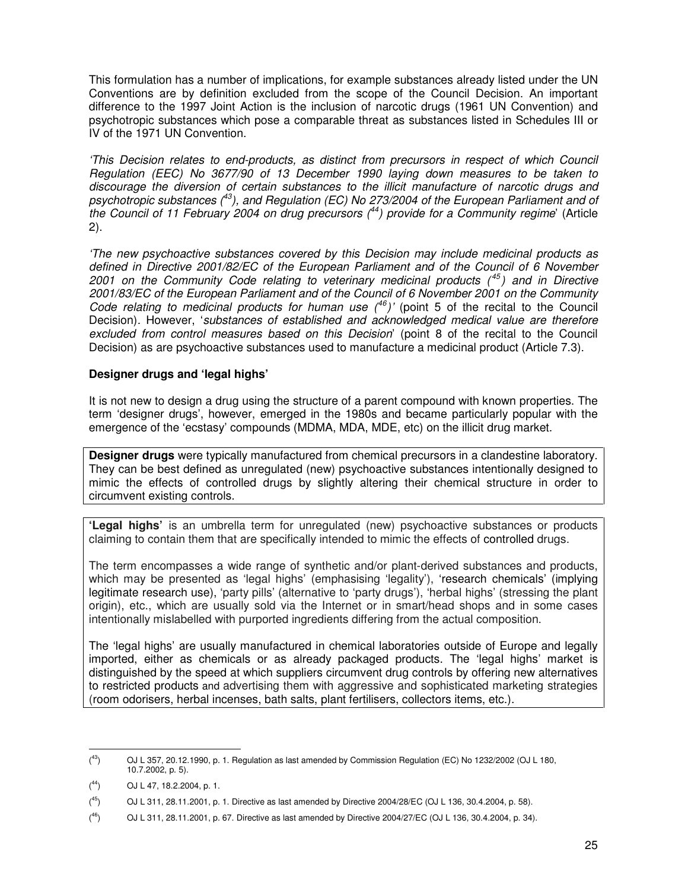This formulation has a number of implications, for example substances already listed under the UN Conventions are by definition excluded from the scope of the Council Decision. An important difference to the 1997 Joint Action is the inclusion of narcotic drugs (1961 UN Convention) and psychotropic substances which pose a comparable threat as substances listed in Schedules III or IV of the 1971 UN Convention.

*'This Decision relates to end-products, as distinct from precursors in respect of which Council Regulation (EEC) No 3677/90 of 13 December 1990 laying down measures to be taken to discourage the diversion of certain substances to the illicit manufacture of narcotic drugs and psychotropic substances ([43]), and Regulation (EC) No 273/2004 of the European Parliament and of the Council of 11 February 2004 on drug precursors ([44]) provide for a Community regime*' (Article 2).

*'The new psychoactive substances covered by this Decision may include medicinal products as defined in Directive 2001/82/EC of the European Parliament and of the Council of 6 November 2001 on the Community Code relating to veterinary medicinal products ([45]) and in Directive 2001/83/EC of the European Parliament and of the Council of 6 November 2001 on the Community Code relating to medicinal products for human use ([46])'* (point 5 of the recital to the Council Decision). However, '*substances of established and acknowledged medical value are therefore excluded from control measures based on this Decision*' (point 8 of the recital to the Council Decision) as are psychoactive substances used to manufacture a medicinal product (Article 7.3).

**Designer drugs and 'legal highs'**

It is not new to design a drug using the structure of a parent compound with known properties. The term 'designer drugs', however, emerged in the 1980s and became particularly popular with the emergence of the 'ecstasy' compounds (MDMA, MDA, MDE, etc) on the illicit drug market.

**Designer drugs** were typically manufactured from chemical precursors in a clandestine laboratory. They can be best defined as unregulated (new) psychoactive substances intentionally designed to mimic the effects of controlled drugs by slightly altering their chemical structure in order to circumvent existing controls.

**'Legal highs'** is an umbrella term for unregulated (new) psychoactive substances or products claiming to contain them that are specifically intended to mimic the effects of controlled drugs.

The term encompasses a wide range of synthetic and/or plant-derived substances and products, which may be presented as 'legal highs' (emphasising 'legality'), 'research chemicals' (implying legitimate research use), 'party pills' (alternative to 'party drugs'), 'herbal highs' (stressing the plant origin), etc., which are usually sold via the Internet or in smart/head shops and in some cases intentionally mislabelled with purported ingredients differing from the actual composition.

The 'legal highs' are usually manufactured in chemical laboratories outside of Europe and legally imported, either as chemicals or as already packaged products. The 'legal highs' market is distinguished by the speed at which suppliers circumvent drug controls by offering new alternatives to restricted products and advertising them with aggressive and sophisticated marketing strategies (room odorisers, herbal incenses, bath salts, plant fertilisers, collectors items, etc.).

---

([43]) OJ L 357, 20.12.1990, p. 1. Regulation as last amended by Commission Regulation (EC) No 1232/2002 (OJ L 180, 10.7.2002, p. 5).

([44]) OJ L 47, 18.2.2004, p. 1.

([45]) OJ L 311, 28.11.2001, p. 1. Directive as last amended by Directive 2004/28/EC (OJ L 136, 30.4.2004, p. 58).

([46]) OJ L 311, 28.11.2001, p. 67. Directive as last amended by Directive 2004/27/EC (OJ L 136, 30.4.2004, p. 34).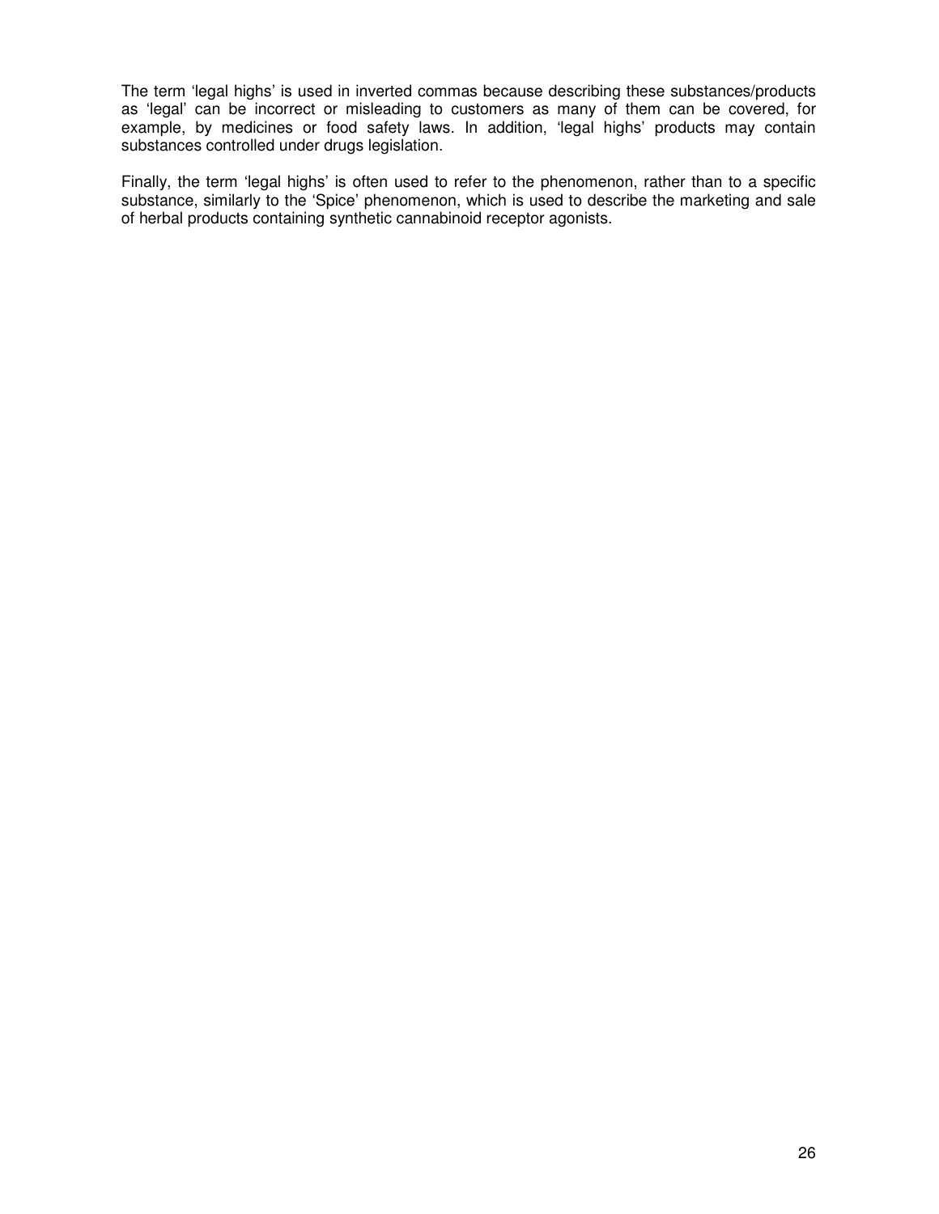The term 'legal highs' is used in inverted commas because describing these substances/products as 'legal' can be incorrect or misleading to customers as many of them can be covered, for example, by medicines or food safety laws. In addition, 'legal highs' products may contain substances controlled under drugs legislation.

Finally, the term 'legal highs' is often used to refer to the phenomenon, rather than to a specific substance, similarly to the 'Spice' phenomenon, which is used to describe the marketing and sale of herbal products containing synthetic cannabinoid receptor agonists.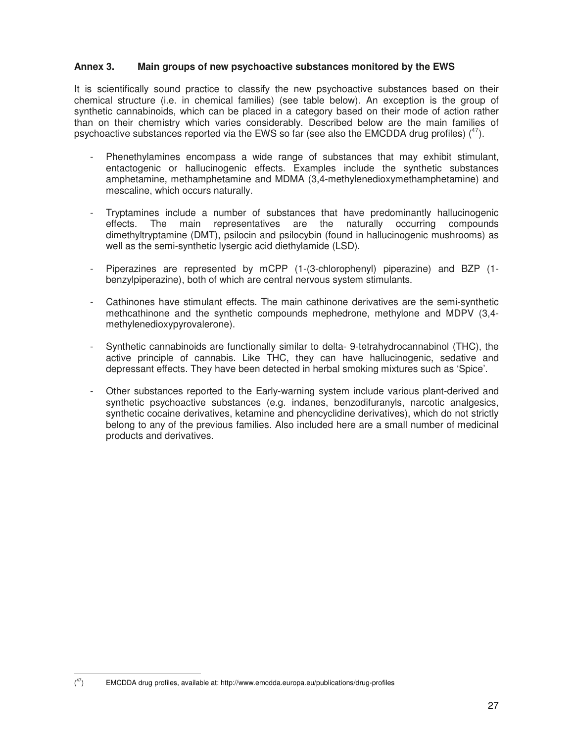## Annex 3. Main groups of new psychoactive substances monitored by the EWS

It is scientifically sound practice to classify the new psychoactive substances based on their chemical structure (i.e. in chemical families) (see table below). An exception is the group of synthetic cannabinoids, which can be placed in a category based on their mode of action rather than on their chemistry which varies considerably. Described below are the main families of psychoactive substances reported via the EWS so far (see also the EMCDDA drug profiles) ([47]).

- Phenethylamines encompass a wide range of substances that may exhibit stimulant, entactogenic or hallucinogenic effects. Examples include the synthetic substances amphetamine, methamphetamine and MDMA (3,4-methylenedioxymethamphetamine) and mescaline, which occurs naturally.
- Tryptamines include a number of substances that have predominantly hallucinogenic effects. The main representatives are the naturally occurring compounds dimethyltryptamine (DMT), psilocin and psilocybin (found in hallucinogenic mushrooms) as well as the semi-synthetic lysergic acid diethylamide (LSD).
- Piperazines are represented by mCPP (1-(3-chlorophenyl) piperazine) and BZP (1-benzylpiperazine), both of which are central nervous system stimulants.
- Cathinones have stimulant effects. The main cathinone derivatives are the semi-synthetic methcathinone and the synthetic compounds mephedrone, methylone and MDPV (3,4-methylenedioxypyrovalerone).
- Synthetic cannabinoids are functionally similar to delta- 9-tetrahydrocannabinol (THC), the active principle of cannabis. Like THC, they can have hallucinogenic, sedative and depressant effects. They have been detected in herbal smoking mixtures such as 'Spice'.
- Other substances reported to the Early-warning system include various plant-derived and synthetic psychoactive substances (e.g. indanes, benzodifuranyls, narcotic analgesics, synthetic cocaine derivatives, ketamine and phencyclidine derivatives), which do not strictly belong to any of the previous families. Also included here are a small number of medicinal products and derivatives.

---

([47]) EMCDDA drug profiles, available at: http://www.emcdda.europa.eu/publications/drug-profiles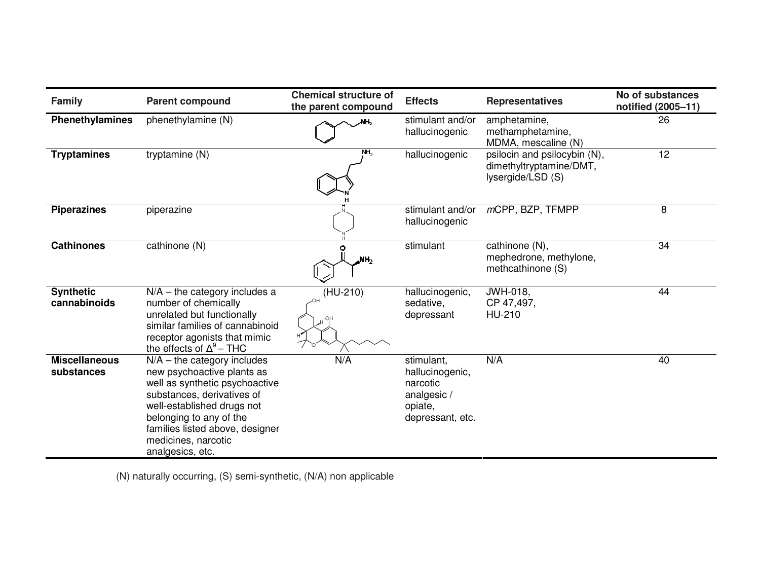| Family | Parent compound | Chemical structure of the parent compound | Effects | Representatives | No of substances notified (2005–11) |
|---|---|---|---|---|---|
| **Phenethylamines** | phenethylamine (N) | | stimulant and/or hallucinogenic | amphetamine, methamphetamine, MDMA, mescaline (N) | 26 |
| **Tryptamines** | tryptamine (N) | | hallucinogenic | psilocin and psilocybin (N), dimethyltryptamine/DMT, lysergide/LSD (S) | 12 |
| **Piperazines** | piperazine | | stimulant and/or hallucinogenic | *m*CPP, BZP, TFMPP | 8 |
| **Cathinones** | cathinone (N) | | stimulant | cathinone (N), mephedrone, methylone, methcathinone (S) | 34 |
| **Synthetic cannabinoids** | N/A – the category includes a number of chemically unrelated but functionally similar families of cannabinoid receptor agonists that mimic the effects of $\Delta^9$ – THC | (HU-210) | hallucinogenic, sedative, depressant | JWH-018, CP 47,497, HU-210 | 44 |
| **Miscellaneous substances** | N/A – the category includes new psychoactive plants as well as synthetic psychoactive substances, derivatives of well-established drugs not belonging to any of the families listed above, designer medicines, narcotic analgesics, etc. | N/A | stimulant, hallucinogenic, narcotic analgesic / opiate, depressant, etc. | N/A | 40 |

(N) naturally occurring, (S) semi-synthetic, (N/A) non applicable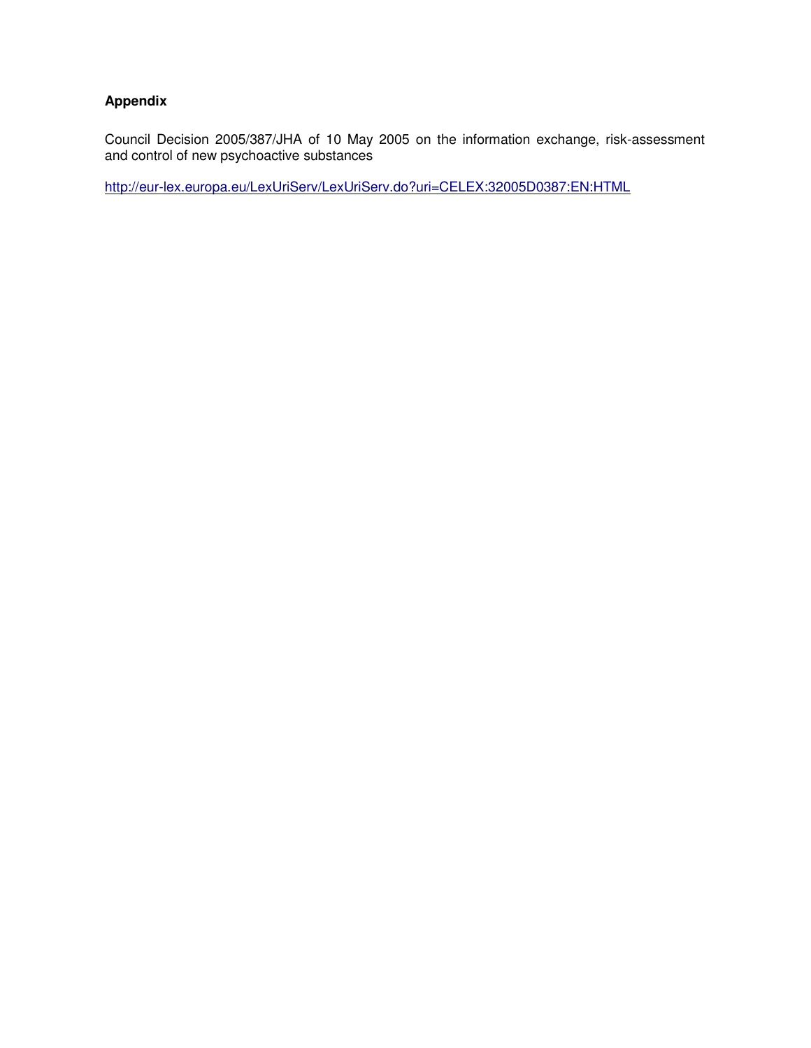**Appendix**

Council Decision 2005/387/JHA of 10 May 2005 on the information exchange, risk-assessment and control of new psychoactive substances

http://eur-lex.europa.eu/LexUriServ/LexUriServ.do?uri=CELEX:32005D0387:EN:HTML